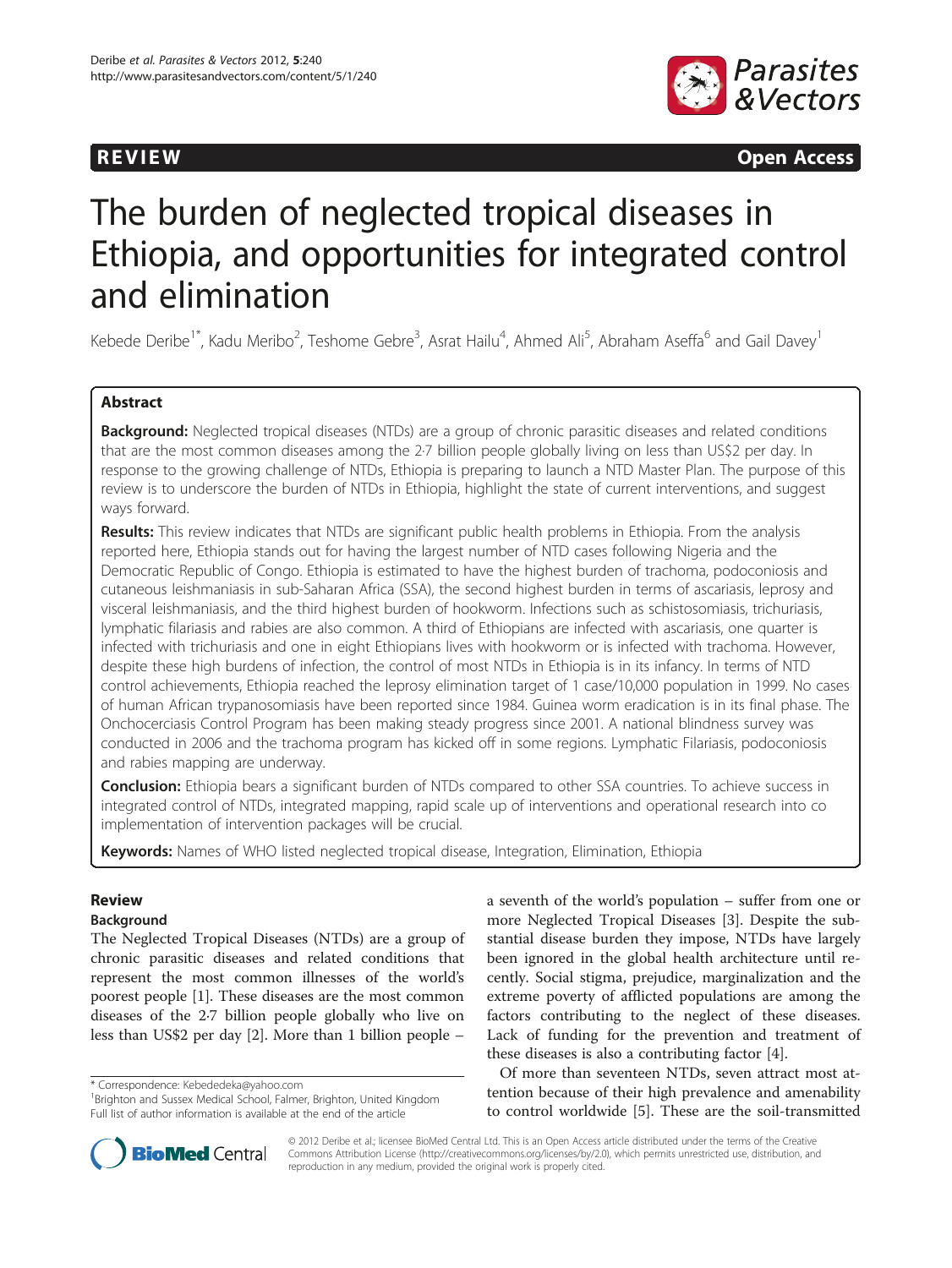REVIEW Open Access

# The burden of neglected tropical diseases in Ethiopia, and opportunities for integrated control and elimination

Kebede Deribe[1*], Kadu Meribo[2], Teshome Gebre[3], Asrat Hailu[4], Ahmed Ali[5], Abraham Aseffa[6] and Gail Davey[1]

## Abstract

**Background:** Neglected tropical diseases (NTDs) are a group of chronic parasitic diseases and related conditions that are the most common diseases among the 2·7 billion people globally living on less than US$2 per day. In response to the growing challenge of NTDs, Ethiopia is preparing to launch a NTD Master Plan. The purpose of this review is to underscore the burden of NTDs in Ethiopia, highlight the state of current interventions, and suggest ways forward.

**Results:** This review indicates that NTDs are significant public health problems in Ethiopia. From the analysis reported here, Ethiopia stands out for having the largest number of NTD cases following Nigeria and the Democratic Republic of Congo. Ethiopia is estimated to have the highest burden of trachoma, podoconiosis and cutaneous leishmaniasis in sub-Saharan Africa (SSA), the second highest burden in terms of ascariasis, leprosy and visceral leishmaniasis, and the third highest burden of hookworm. Infections such as schistosomiasis, trichuriasis, lymphatic filariasis and rabies are also common. A third of Ethiopians are infected with ascariasis, one quarter is infected with trichuriasis and one in eight Ethiopians lives with hookworm or is infected with trachoma. However, despite these high burdens of infection, the control of most NTDs in Ethiopia is in its infancy. In terms of NTD control achievements, Ethiopia reached the leprosy elimination target of 1 case/10,000 population in 1999. No cases of human African trypanosomiasis have been reported since 1984. Guinea worm eradication is in its final phase. The Onchocerciasis Control Program has been making steady progress since 2001. A national blindness survey was conducted in 2006 and the trachoma program has kicked off in some regions. Lymphatic Filariasis, podoconiosis and rabies mapping are underway.

**Conclusion:** Ethiopia bears a significant burden of NTDs compared to other SSA countries. To achieve success in integrated control of NTDs, integrated mapping, rapid scale up of interventions and operational research into co implementation of intervention packages will be crucial.

**Keywords:** Names of WHO listed neglected tropical disease, Integration, Elimination, Ethiopia

## Review

### Background

The Neglected Tropical Diseases (NTDs) are a group of chronic parasitic diseases and related conditions that represent the most common illnesses of the world's poorest people [1]. These diseases are the most common diseases of the 2·7 billion people globally who live on less than US$2 per day [2]. More than 1 billion people – a seventh of the world's population – suffer from one or more Neglected Tropical Diseases [3]. Despite the substantial disease burden they impose, NTDs have largely been ignored in the global health architecture until recently. Social stigma, prejudice, marginalization and the extreme poverty of afflicted populations are among the factors contributing to the neglect of these diseases. Lack of funding for the prevention and treatment of these diseases is also a contributing factor [4].

Of more than seventeen NTDs, seven attract most attention because of their high prevalence and amenability to control worldwide [5]. These are the soil-transmitted

\* Correspondence: Kebededeka@yahoo.com
[1]Brighton and Sussex Medical School, Falmer, Brighton, United Kingdom
Full list of author information is available at the end of the article

© 2012 Deribe et al.; licensee BioMed Central Ltd. This is an Open Access article distributed under the terms of the Creative Commons Attribution License (http://creativecommons.org/licenses/by/2.0), which permits unrestricted use, distribution, and reproduction in any medium, provided the original work is properly cited.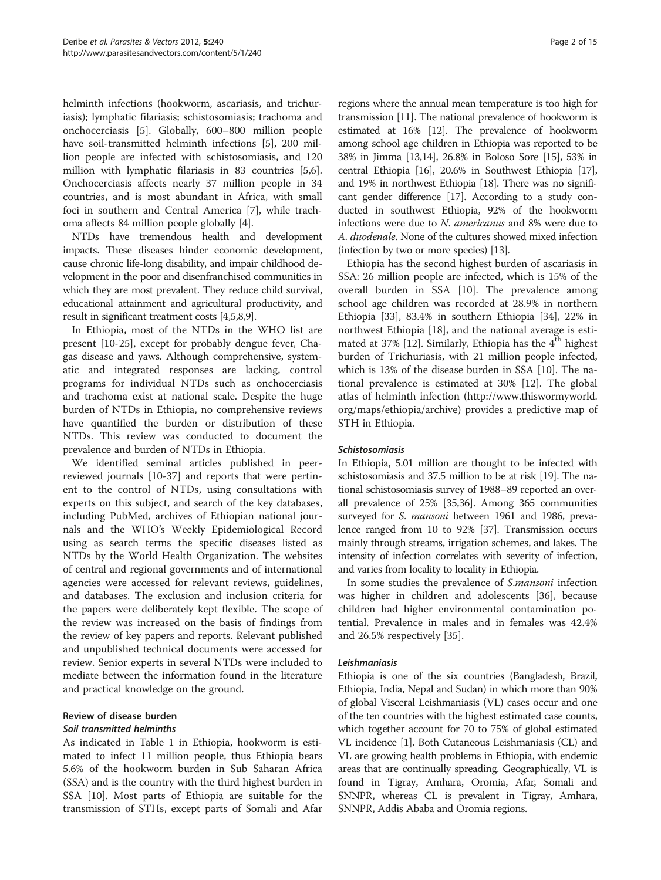helminth infections (hookworm, ascariasis, and trichuriasis); lymphatic filariasis; schistosomiasis; trachoma and onchocerciasis [5]. Globally, 600–800 million people have soil-transmitted helminth infections [5], 200 million people are infected with schistosomiasis, and 120 million with lymphatic filariasis in 83 countries [5,6]. Onchocerciasis affects nearly 37 million people in 34 countries, and is most abundant in Africa, with small foci in southern and Central America [7], while trachoma affects 84 million people globally [4].

NTDs have tremendous health and development impacts. These diseases hinder economic development, cause chronic life-long disability, and impair childhood development in the poor and disenfranchised communities in which they are most prevalent. They reduce child survival, educational attainment and agricultural productivity, and result in significant treatment costs [4,5,8,9].

In Ethiopia, most of the NTDs in the WHO list are present [10-25], except for probably dengue fever, Chagas disease and yaws. Although comprehensive, systematic and integrated responses are lacking, control programs for individual NTDs such as onchocerciasis and trachoma exist at national scale. Despite the huge burden of NTDs in Ethiopia, no comprehensive reviews have quantified the burden or distribution of these NTDs. This review was conducted to document the prevalence and burden of NTDs in Ethiopia.

We identified seminal articles published in peer-reviewed journals [10-37] and reports that were pertinent to the control of NTDs, using consultations with experts on this subject, and search of the key databases, including PubMed, archives of Ethiopian national journals and the WHO's Weekly Epidemiological Record using as search terms the specific diseases listed as NTDs by the World Health Organization. The websites of central and regional governments and of international agencies were accessed for relevant reviews, guidelines, and databases. The exclusion and inclusion criteria for the papers were deliberately kept flexible. The scope of the review was increased on the basis of findings from the review of key papers and reports. Relevant published and unpublished technical documents were accessed for review. Senior experts in several NTDs were included to mediate between the information found in the literature and practical knowledge on the ground.

## Review of disease burden

### *Soil transmitted helminths*

As indicated in Table 1 in Ethiopia, hookworm is estimated to infect 11 million people, thus Ethiopia bears 5.6% of the hookworm burden in Sub Saharan Africa (SSA) and is the country with the third highest burden in SSA [10]. Most parts of Ethiopia are suitable for the transmission of STHs, except parts of Somali and Afar regions where the annual mean temperature is too high for transmission [11]. The national prevalence of hookworm is estimated at 16% [12]. The prevalence of hookworm among school age children in Ethiopia was reported to be 38% in Jimma [13,14], 26.8% in Boloso Sore [15], 53% in central Ethiopia [16], 20.6% in Southwest Ethiopia [17], and 19% in northwest Ethiopia [18]. There was no significant gender difference [17]. According to a study conducted in southwest Ethiopia, 92% of the hookworm infections were due to *N. americanus* and 8% were due to *A. duodenale*. None of the cultures showed mixed infection (infection by two or more species) [13].

Ethiopia has the second highest burden of ascariasis in SSA: 26 million people are infected, which is 15% of the overall burden in SSA [10]. The prevalence among school age children was recorded at 28.9% in northern Ethiopia [33], 83.4% in southern Ethiopia [34], 22% in northwest Ethiopia [18], and the national average is estimated at 37% [12]. Similarly, Ethiopia has the 4$^{th}$ highest burden of Trichuriasis, with 21 million people infected, which is 13% of the disease burden in SSA [10]. The national prevalence is estimated at 30% [12]. The global atlas of helminth infection (http://www.thiswormyworld.org/maps/ethiopia/archive) provides a predictive map of STH in Ethiopia.

### *Schistosomiasis*

In Ethiopia, 5.01 million are thought to be infected with schistosomiasis and 37.5 million to be at risk [19]. The national schistosomiasis survey of 1988–89 reported an overall prevalence of 25% [35,36]. Among 365 communities surveyed for *S. mansoni* between 1961 and 1986, prevalence ranged from 10 to 92% [37]. Transmission occurs mainly through streams, irrigation schemes, and lakes. The intensity of infection correlates with severity of infection, and varies from locality to locality in Ethiopia.

In some studies the prevalence of *S.mansoni* infection was higher in children and adolescents [36], because children had higher environmental contamination potential. Prevalence in males and in females was 42.4% and 26.5% respectively [35].

### *Leishmaniasis*

Ethiopia is one of the six countries (Bangladesh, Brazil, Ethiopia, India, Nepal and Sudan) in which more than 90% of global Visceral Leishmaniasis (VL) cases occur and one of the ten countries with the highest estimated case counts, which together account for 70 to 75% of global estimated VL incidence [1]. Both Cutaneous Leishmaniasis (CL) and VL are growing health problems in Ethiopia, with endemic areas that are continually spreading. Geographically, VL is found in Tigray, Amhara, Oromia, Afar, Somali and SNNPR, whereas CL is prevalent in Tigray, Amhara, SNNPR, Addis Ababa and Oromia regions.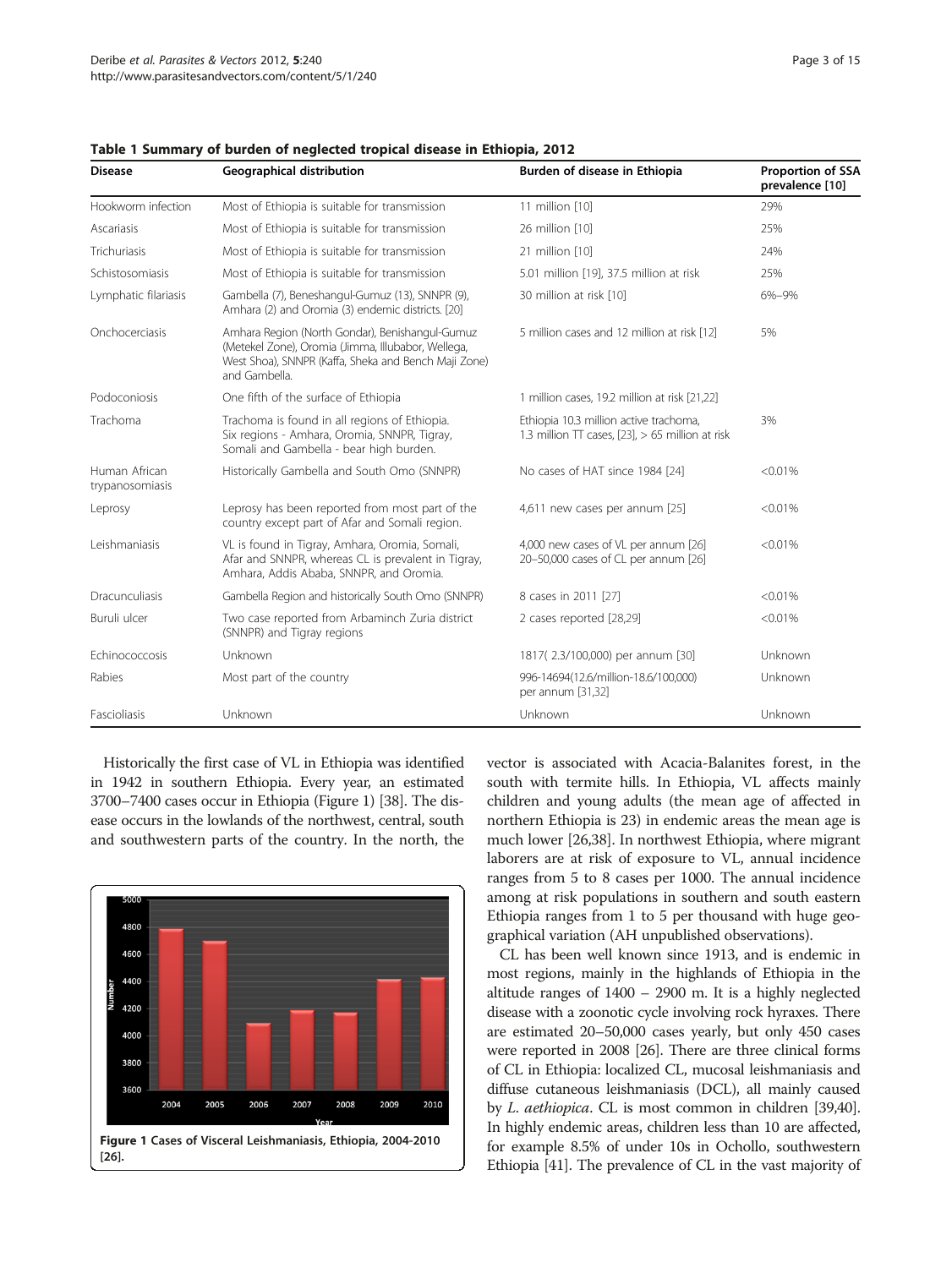**Table 1 Summary of burden of neglected tropical disease in Ethiopia, 2012**

| Disease | Geographical distribution | Burden of disease in Ethiopia | Proportion of SSA prevalence [10] |
|---|---|---|---|
| Hookworm infection | Most of Ethiopia is suitable for transmission | 11 million [10] | 29% |
| Ascariasis | Most of Ethiopia is suitable for transmission | 26 million [10] | 25% |
| Trichuriasis | Most of Ethiopia is suitable for transmission | 21 million [10] | 24% |
| Schistosomiasis | Most of Ethiopia is suitable for transmission | 5.01 million [19], 37.5 million at risk | 25% |
| Lymphatic filariasis | Gambella (7), Beneshangul-Gumuz (13), SNNPR (9), Amhara (2) and Oromia (3) endemic districts. [20] | 30 million at risk [10] | 6%–9% |
| Onchocerciasis | Amhara Region (North Gondar), Benishangul-Gumuz (Metekel Zone), Oromia (Jimma, Illubabor, Wellega, West Shoa), SNNPR (Kaffa, Sheka and Bench Maji Zone) and Gambella. | 5 million cases and 12 million at risk [12] | 5% |
| Podoconiosis | One fifth of the surface of Ethiopia | 1 million cases, 19.2 million at risk [21,22] | |
| Trachoma | Trachoma is found in all regions of Ethiopia. Six regions - Amhara, Oromia, SNNPR, Tigray, Somali and Gambella - bear high burden. | Ethiopia 10.3 million active trachoma, 1.3 million TT cases, [23], > 65 million at risk | 3% |
| Human African trypanosomiasis | Historically Gambella and South Omo (SNNPR) | No cases of HAT since 1984 [24] | <0.01% |
| Leprosy | Leprosy has been reported from most part of the country except part of Afar and Somali region. | 4,611 new cases per annum [25] | <0.01% |
| Leishmaniasis | VL is found in Tigray, Amhara, Oromia, Somali, Afar and SNNPR, whereas CL is prevalent in Tigray, Amhara, Addis Ababa, SNNPR, and Oromia. | 4,000 new cases of VL per annum [26] 20–50,000 cases of CL per annum [26] | <0.01% |
| Dracunculiasis | Gambella Region and historically South Omo (SNNPR) | 8 cases in 2011 [27] | <0.01% |
| Buruli ulcer | Two case reported from Arbaminch Zuria district (SNNPR) and Tigray regions | 2 cases reported [28,29] | <0.01% |
| Echinococcosis | Unknown | 1817( 2.3/100,000) per annum [30] | Unknown |
| Rabies | Most part of the country | 996-14694(12.6/million-18.6/100,000) per annum [31,32] | Unknown |
| Fascioliasis | Unknown | Unknown | Unknown |

Historically the first case of VL in Ethiopia was identified in 1942 in southern Ethiopia. Every year, an estimated 3700–7400 cases occur in Ethiopia (Figure 1) [38]. The disease occurs in the lowlands of the northwest, central, south and southwestern parts of the country. In the north, the vector is associated with Acacia-Balanites forest, in the south with termite hills. In Ethiopia, VL affects mainly children and young adults (the mean age of affected in northern Ethiopia is 23) in endemic areas the mean age is much lower [26,38]. In northwest Ethiopia, where migrant laborers are at risk of exposure to VL, annual incidence ranges from 5 to 8 cases per 1000. The annual incidence among at risk populations in southern and south eastern Ethiopia ranges from 1 to 5 per thousand with huge geographical variation (AH unpublished observations).

**Figure 1** Cases of Visceral Leishmaniasis, Ethiopia, 2004-2010 [26].

CL has been well known since 1913, and is endemic in most regions, mainly in the highlands of Ethiopia in the altitude ranges of 1400 – 2900 m. It is a highly neglected disease with a zoonotic cycle involving rock hyraxes. There are estimated 20–50,000 cases yearly, but only 450 cases were reported in 2008 [26]. There are three clinical forms of CL in Ethiopia: localized CL, mucosal leishmaniasis and diffuse cutaneous leishmaniasis (DCL), all mainly caused by *L. aethiopica*. CL is most common in children [39,40]. In highly endemic areas, children less than 10 are affected, for example 8.5% of under 10s in Ochollo, southwestern Ethiopia [41]. The prevalence of CL in the vast majority of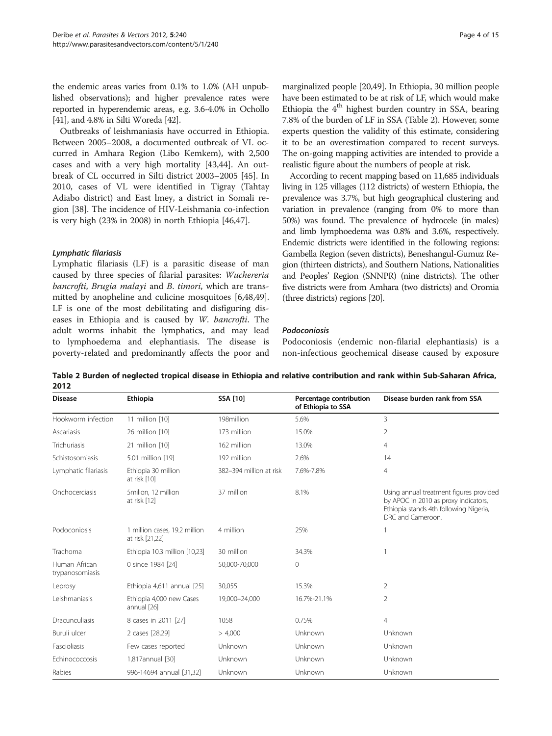the endemic areas varies from 0.1% to 1.0% (AH unpublished observations); and higher prevalence rates were reported in hyperendemic areas, e.g. 3.6-4.0% in Ochollo [41], and 4.8% in Silti Woreda [42].

Outbreaks of leishmaniasis have occurred in Ethiopia. Between 2005–2008, a documented outbreak of VL occurred in Amhara Region (Libo Kemkem), with 2,500 cases and with a very high mortality [43,44]. An outbreak of CL occurred in Silti district 2003–2005 [45]. In 2010, cases of VL were identified in Tigray (Tahtay Adiabo district) and East lmey, a district in Somali region [38]. The incidence of HIV-Leishmania co-infection is very high (23% in 2008) in north Ethiopia [46,47].

#### *Lymphatic filariasis*

Lymphatic filariasis (LF) is a parasitic disease of man caused by three species of filarial parasites: *Wuchereria bancrofti*, *Brugia malayi* and *B. timori*, which are transmitted by anopheline and culicine mosquitoes [6,48,49]. LF is one of the most debilitating and disfiguring diseases in Ethiopia and is caused by *W. bancrofti*. The adult worms inhabit the lymphatics, and may lead to lymphoedema and elephantiasis. The disease is poverty-related and predominantly affects the poor and marginalized people [20,49]. In Ethiopia, 30 million people have been estimated to be at risk of LF, which would make Ethiopia the 4th highest burden country in SSA, bearing 7.8% of the burden of LF in SSA (Table 2). However, some experts question the validity of this estimate, considering it to be an overestimation compared to recent surveys. The on-going mapping activities are intended to provide a realistic figure about the numbers of people at risk.

According to recent mapping based on 11,685 individuals living in 125 villages (112 districts) of western Ethiopia, the prevalence was 3.7%, but high geographical clustering and variation in prevalence (ranging from 0% to more than 50%) was found. The prevalence of hydrocele (in males) and limb lymphoedema was 0.8% and 3.6%, respectively. Endemic districts were identified in the following regions: Gambella Region (seven districts), Beneshangul-Gumuz Region (thirteen districts), and Southern Nations, Nationalities and Peoples' Region (SNNPR) (nine districts). The other five districts were from Amhara (two districts) and Oromia (three districts) regions [20].

#### *Podoconiosis*

Podoconiosis (endemic non-filarial elephantiasis) is a non-infectious geochemical disease caused by exposure

**Table 2 Burden of neglected tropical disease in Ethiopia and relative contribution and rank within Sub-Saharan Africa, 2012**

| Disease | Ethiopia | SSA [10] | Percentage contribution of Ethiopia to SSA | Disease burden rank from SSA |
|---|---|---|---|---|
| Hookworm infection | 11 million [10] | 198million | 5.6% | 3 |
| Ascariasis | 26 million [10] | 173 million | 15.0% | 2 |
| Trichuriasis | 21 million [10] | 162 million | 13.0% | 4 |
| Schistosomiasis | 5.01 million [19] | 192 million | 2.6% | 14 |
| Lymphatic filariasis | Ethiopia 30 million at risk [10] | 382–394 million at risk | 7.6%-7.8% | 4 |
| Onchocerciasis | 5milion, 12 million at risk [12] | 37 million | 8.1% | Using annual treatment figures provided by APOC in 2010 as proxy indicators, Ethiopia stands 4th following Nigeria, DRC and Cameroon. |
| Podoconiosis | 1 million cases, 19.2 million at risk [21,22] | 4 million | 25% | 1 |
| Trachoma | Ethiopia 10.3 million [10,23] | 30 million | 34.3% | 1 |
| Human African trypanosomiasis | 0 since 1984 [24] | 50,000-70,000 | 0 | |
| Leprosy | Ethiopia 4,611 annual [25] | 30,055 | 15.3% | 2 |
| Leishmaniasis | Ethiopia 4,000 new Cases annual [26] | 19,000–24,000 | 16.7%-21.1% | 2 |
| Dracunculiasis | 8 cases in 2011 [27] | 1058 | 0.75% | 4 |
| Buruli ulcer | 2 cases [28,29] | > 4,000 | Unknown | Unknown |
| Fascioliasis | Few cases reported | Unknown | Unknown | Unknown |
| Echinococcosis | 1,817annual [30] | Unknown | Unknown | Unknown |
| Rabies | 996-14694 annual [31,32] | Unknown | Unknown | Unknown |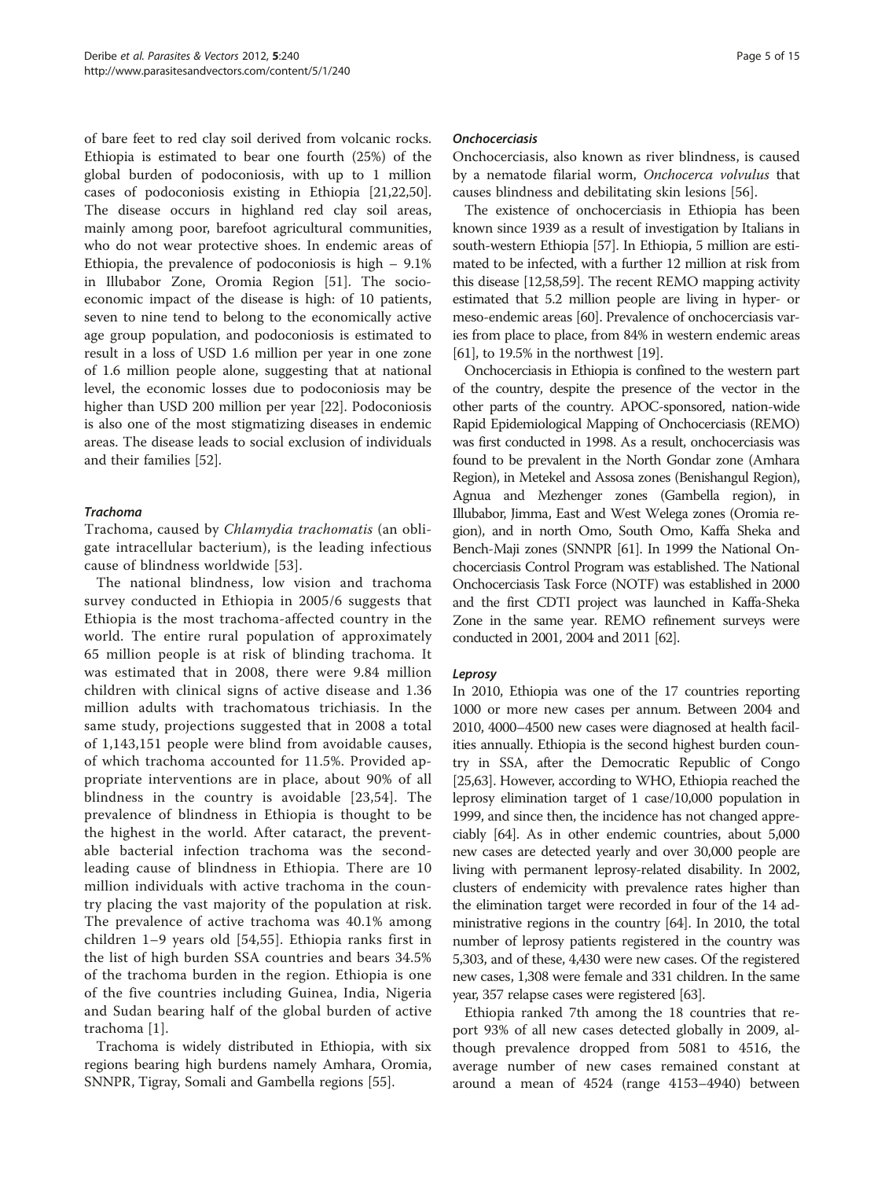of bare feet to red clay soil derived from volcanic rocks. Ethiopia is estimated to bear one fourth (25%) of the global burden of podoconiosis, with up to 1 million cases of podoconiosis existing in Ethiopia [21,22,50]. The disease occurs in highland red clay soil areas, mainly among poor, barefoot agricultural communities, who do not wear protective shoes. In endemic areas of Ethiopia, the prevalence of podoconiosis is high – 9.1% in Illubabor Zone, Oromia Region [51]. The socio-economic impact of the disease is high: of 10 patients, seven to nine tend to belong to the economically active age group population, and podoconiosis is estimated to result in a loss of USD 1.6 million per year in one zone of 1.6 million people alone, suggesting that at national level, the economic losses due to podoconiosis may be higher than USD 200 million per year [22]. Podoconiosis is also one of the most stigmatizing diseases in endemic areas. The disease leads to social exclusion of individuals and their families [52].

### *Trachoma*

Trachoma, caused by *Chlamydia trachomatis* (an obligate intracellular bacterium), is the leading infectious cause of blindness worldwide [53].

The national blindness, low vision and trachoma survey conducted in Ethiopia in 2005/6 suggests that Ethiopia is the most trachoma-affected country in the world. The entire rural population of approximately 65 million people is at risk of blinding trachoma. It was estimated that in 2008, there were 9.84 million children with clinical signs of active disease and 1.36 million adults with trachomatous trichiasis. In the same study, projections suggested that in 2008 a total of 1,143,151 people were blind from avoidable causes, of which trachoma accounted for 11.5%. Provided appropriate interventions are in place, about 90% of all blindness in the country is avoidable [23,54]. The prevalence of blindness in Ethiopia is thought to be the highest in the world. After cataract, the preventable bacterial infection trachoma was the second-leading cause of blindness in Ethiopia. There are 10 million individuals with active trachoma in the country placing the vast majority of the population at risk. The prevalence of active trachoma was 40.1% among children 1–9 years old [54,55]. Ethiopia ranks first in the list of high burden SSA countries and bears 34.5% of the trachoma burden in the region. Ethiopia is one of the five countries including Guinea, India, Nigeria and Sudan bearing half of the global burden of active trachoma [1].

Trachoma is widely distributed in Ethiopia, with six regions bearing high burdens namely Amhara, Oromia, SNNPR, Tigray, Somali and Gambella regions [55].

### *Onchocerciasis*

Onchocerciasis, also known as river blindness, is caused by a nematode filarial worm, *Onchocerca volvulus* that causes blindness and debilitating skin lesions [56].

The existence of onchocerciasis in Ethiopia has been known since 1939 as a result of investigation by Italians in south-western Ethiopia [57]. In Ethiopia, 5 million are estimated to be infected, with a further 12 million at risk from this disease [12,58,59]. The recent REMO mapping activity estimated that 5.2 million people are living in hyper- or meso-endemic areas [60]. Prevalence of onchocerciasis varies from place to place, from 84% in western endemic areas [61], to 19.5% in the northwest [19].

Onchocerciasis in Ethiopia is confined to the western part of the country, despite the presence of the vector in the other parts of the country. APOC-sponsored, nation-wide Rapid Epidemiological Mapping of Onchocerciasis (REMO) was first conducted in 1998. As a result, onchocerciasis was found to be prevalent in the North Gondar zone (Amhara Region), in Metekel and Assosa zones (Benishangul Region), Agnua and Mezhenger zones (Gambella region), in Illubabor, Jimma, East and West Welega zones (Oromia region), and in north Omo, South Omo, Kaffa Sheka and Bench-Maji zones (SNNPR [61]. In 1999 the National Onchocerciasis Control Program was established. The National Onchocerciasis Task Force (NOTF) was established in 2000 and the first CDTI project was launched in Kaffa-Sheka Zone in the same year. REMO refinement surveys were conducted in 2001, 2004 and 2011 [62].

### *Leprosy*

In 2010, Ethiopia was one of the 17 countries reporting 1000 or more new cases per annum. Between 2004 and 2010, 4000–4500 new cases were diagnosed at health facilities annually. Ethiopia is the second highest burden country in SSA, after the Democratic Republic of Congo [25,63]. However, according to WHO, Ethiopia reached the leprosy elimination target of 1 case/10,000 population in 1999, and since then, the incidence has not changed appreciably [64]. As in other endemic countries, about 5,000 new cases are detected yearly and over 30,000 people are living with permanent leprosy-related disability. In 2002, clusters of endemicity with prevalence rates higher than the elimination target were recorded in four of the 14 administrative regions in the country [64]. In 2010, the total number of leprosy patients registered in the country was 5,303, and of these, 4,430 were new cases. Of the registered new cases, 1,308 were female and 331 children. In the same year, 357 relapse cases were registered [63].

Ethiopia ranked 7th among the 18 countries that report 93% of all new cases detected globally in 2009, although prevalence dropped from 5081 to 4516, the average number of new cases remained constant at around a mean of 4524 (range 4153–4940) between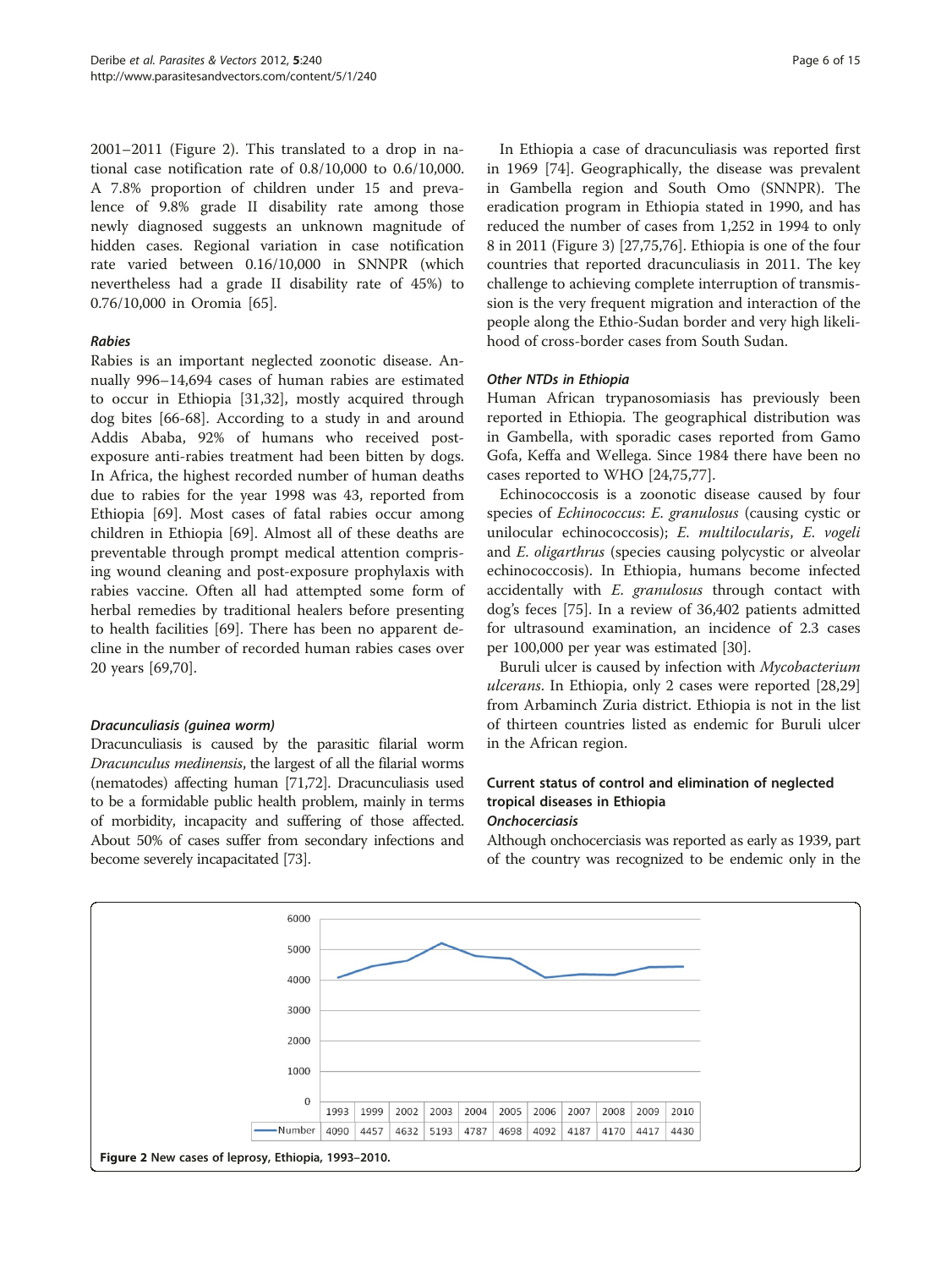2001–2011 (Figure 2). This translated to a drop in national case notification rate of 0.8/10,000 to 0.6/10,000. A 7.8% proportion of children under 15 and prevalence of 9.8% grade II disability rate among those newly diagnosed suggests an unknown magnitude of hidden cases. Regional variation in case notification rate varied between 0.16/10,000 in SNNPR (which nevertheless had a grade II disability rate of 45%) to 0.76/10,000 in Oromia [65].

#### *Rabies*

Rabies is an important neglected zoonotic disease. Annually 996–14,694 cases of human rabies are estimated to occur in Ethiopia [31,32], mostly acquired through dog bites [66-68]. According to a study in and around Addis Ababa, 92% of humans who received post-exposure anti-rabies treatment had been bitten by dogs. In Africa, the highest recorded number of human deaths due to rabies for the year 1998 was 43, reported from Ethiopia [69]. Most cases of fatal rabies occur among children in Ethiopia [69]. Almost all of these deaths are preventable through prompt medical attention comprising wound cleaning and post-exposure prophylaxis with rabies vaccine. Often all had attempted some form of herbal remedies by traditional healers before presenting to health facilities [69]. There has been no apparent decline in the number of recorded human rabies cases over 20 years [69,70].

#### *Dracunculiasis (guinea worm)*

Dracunculiasis is caused by the parasitic filarial worm *Dracunculus medinensis*, the largest of all the filarial worms (nematodes) affecting human [71,72]. Dracunculiasis used to be a formidable public health problem, mainly in terms of morbidity, incapacity and suffering of those affected. About 50% of cases suffer from secondary infections and become severely incapacitated [73].

In Ethiopia a case of dracunculiasis was reported first in 1969 [74]. Geographically, the disease was prevalent in Gambella region and South Omo (SNNPR). The eradication program in Ethiopia stated in 1990, and has reduced the number of cases from 1,252 in 1994 to only 8 in 2011 (Figure 3) [27,75,76]. Ethiopia is one of the four countries that reported dracunculiasis in 2011. The key challenge to achieving complete interruption of transmission is the very frequent migration and interaction of the people along the Ethio-Sudan border and very high likelihood of cross-border cases from South Sudan.

#### *Other NTDs in Ethiopia*

Human African trypanosomiasis has previously been reported in Ethiopia. The geographical distribution was in Gambella, with sporadic cases reported from Gamo Gofa, Keffa and Wellega. Since 1984 there have been no cases reported to WHO [24,75,77].

Echinococcosis is a zoonotic disease caused by four species of *Echinococcus*: *E. granulosus* (causing cystic or unilocular echinococcosis); *E. multilocularis*, *E. vogeli* and *E. oligarthrus* (species causing polycystic or alveolar echinococcosis). In Ethiopia, humans become infected accidentally with *E. granulosus* through contact with dog's feces [75]. In a review of 36,402 patients admitted for ultrasound examination, an incidence of 2.3 cases per 100,000 per year was estimated [30].

Buruli ulcer is caused by infection with *Mycobacterium ulcerans*. In Ethiopia, only 2 cases were reported [28,29] from Arbaminch Zuria district. Ethiopia is not in the list of thirteen countries listed as endemic for Buruli ulcer in the African region.

### Current status of control and elimination of neglected tropical diseases in Ethiopia

#### *Onchocerciasis*

Although onchocerciasis was reported as early as 1939, part of the country was recognized to be endemic only in the

| | 1993 | 1999 | 2002 | 2003 | 2004 | 2005 | 2006 | 2007 | 2008 | 2009 | 2010 |
|---|---|---|---|---|---|---|---|---|---|---|---|
| Number | 4090 | 4457 | 4632 | 5193 | 4787 | 4698 | 4092 | 4187 | 4170 | 4417 | 4430 |

**Figure 2** New cases of leprosy, Ethiopia, 1993–2010.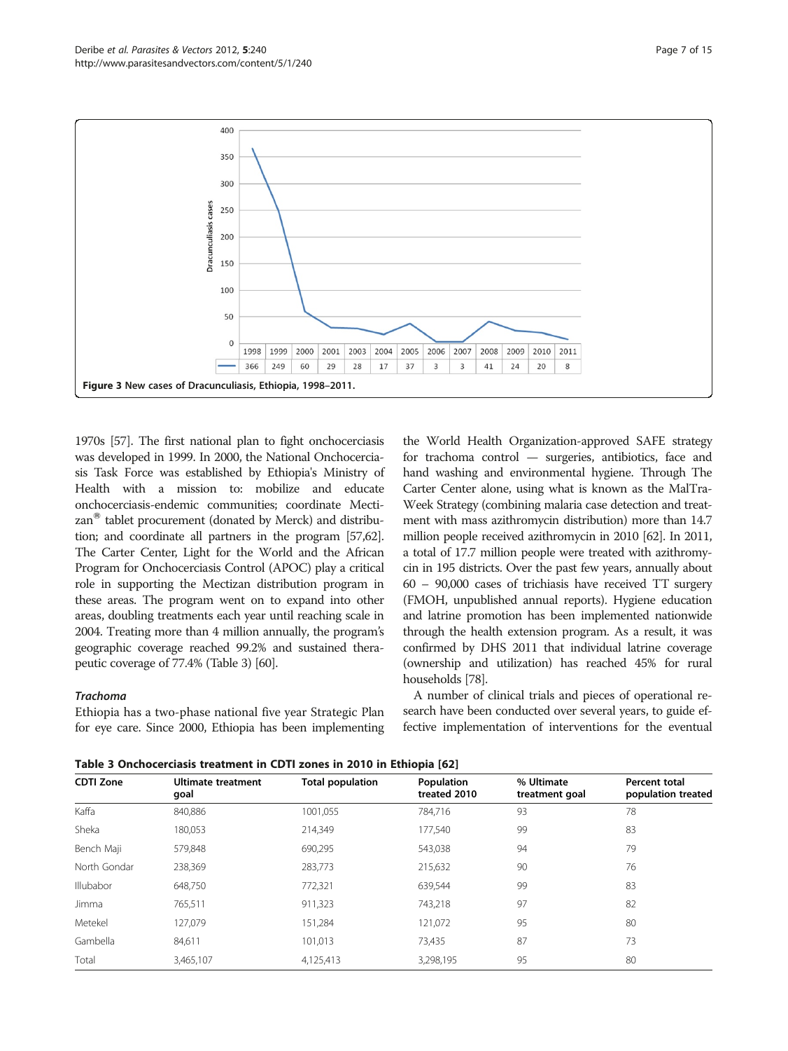Figure 3 New cases of Dracunculiasis, Ethiopia, 1998–2011.

1970s [57]. The first national plan to fight onchocerciasis was developed in 1999. In 2000, the National Onchocerciasis Task Force was established by Ethiopia's Ministry of Health with a mission to: mobilize and educate onchocerciasis-endemic communities; coordinate Mectizan® tablet procurement (donated by Merck) and distribution; and coordinate all partners in the program [57,62]. The Carter Center, Light for the World and the African Program for Onchocerciasis Control (APOC) play a critical role in supporting the Mectizan distribution program in these areas. The program went on to expand into other areas, doubling treatments each year until reaching scale in 2004. Treating more than 4 million annually, the program's geographic coverage reached 99.2% and sustained therapeutic coverage of 77.4% (Table 3) [60].

### *Trachoma*

Ethiopia has a two-phase national five year Strategic Plan for eye care. Since 2000, Ethiopia has been implementing the World Health Organization-approved SAFE strategy for trachoma control — surgeries, antibiotics, face and hand washing and environmental hygiene. Through The Carter Center alone, using what is known as the MalTra-Week Strategy (combining malaria case detection and treatment with mass azithromycin distribution) more than 14.7 million people received azithromycin in 2010 [62]. In 2011, a total of 17.7 million people were treated with azithromycin in 195 districts. Over the past few years, annually about 60 – 90,000 cases of trichiasis have received TT surgery (FMOH, unpublished annual reports). Hygiene education and latrine promotion has been implemented nationwide through the health extension program. As a result, it was confirmed by DHS 2011 that individual latrine coverage (ownership and utilization) has reached 45% for rural households [78].

A number of clinical trials and pieces of operational research have been conducted over several years, to guide effective implementation of interventions for the eventual

**Table 3 Onchocerciasis treatment in CDTI zones in 2010 in Ethiopia [62]**

| CDTI Zone | Ultimate treatment goal | Total population | Population treated 2010 | % Ultimate treatment goal | Percent total population treated |
|---|---|---|---|---|---|
| Kaffa | 840,886 | 1001,055 | 784,716 | 93 | 78 |
| Sheka | 180,053 | 214,349 | 177,540 | 99 | 83 |
| Bench Maji | 579,848 | 690,295 | 543,038 | 94 | 79 |
| North Gondar | 238,369 | 283,773 | 215,632 | 90 | 76 |
| Illubabor | 648,750 | 772,321 | 639,544 | 99 | 83 |
| Jimma | 765,511 | 911,323 | 743,218 | 97 | 82 |
| Metekel | 127,079 | 151,284 | 121,072 | 95 | 80 |
| Gambella | 84,611 | 101,013 | 73,435 | 87 | 73 |
| Total | 3,465,107 | 4,125,413 | 3,298,195 | 95 | 80 |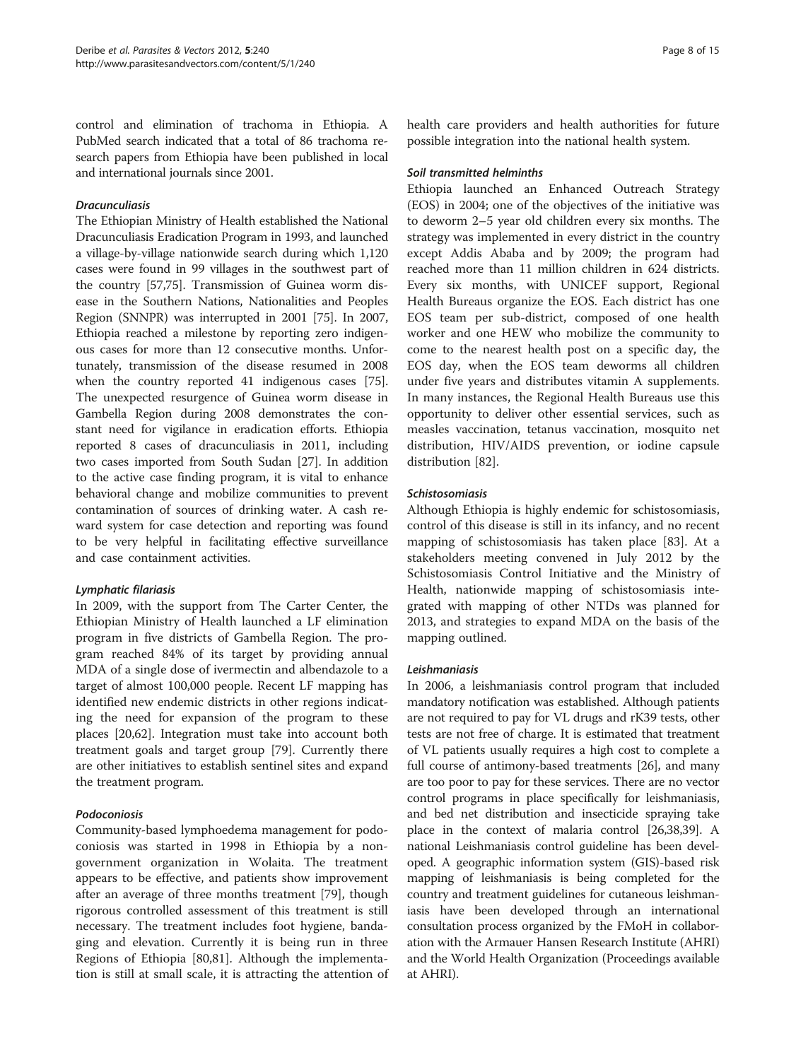control and elimination of trachoma in Ethiopia. A PubMed search indicated that a total of 86 trachoma research papers from Ethiopia have been published in local and international journals since 2001.

#### *Dracunculiasis*

The Ethiopian Ministry of Health established the National Dracunculiasis Eradication Program in 1993, and launched a village-by-village nationwide search during which 1,120 cases were found in 99 villages in the southwest part of the country [57,75]. Transmission of Guinea worm disease in the Southern Nations, Nationalities and Peoples Region (SNNPR) was interrupted in 2001 [75]. In 2007, Ethiopia reached a milestone by reporting zero indigenous cases for more than 12 consecutive months. Unfortunately, transmission of the disease resumed in 2008 when the country reported 41 indigenous cases [75]. The unexpected resurgence of Guinea worm disease in Gambella Region during 2008 demonstrates the constant need for vigilance in eradication efforts. Ethiopia reported 8 cases of dracunculiasis in 2011, including two cases imported from South Sudan [27]. In addition to the active case finding program, it is vital to enhance behavioral change and mobilize communities to prevent contamination of sources of drinking water. A cash reward system for case detection and reporting was found to be very helpful in facilitating effective surveillance and case containment activities.

#### *Lymphatic filariasis*

In 2009, with the support from The Carter Center, the Ethiopian Ministry of Health launched a LF elimination program in five districts of Gambella Region. The program reached 84% of its target by providing annual MDA of a single dose of ivermectin and albendazole to a target of almost 100,000 people. Recent LF mapping has identified new endemic districts in other regions indicating the need for expansion of the program to these places [20,62]. Integration must take into account both treatment goals and target group [79]. Currently there are other initiatives to establish sentinel sites and expand the treatment program.

#### *Podoconiosis*

Community-based lymphoedema management for podoconiosis was started in 1998 in Ethiopia by a non-government organization in Wolaita. The treatment appears to be effective, and patients show improvement after an average of three months treatment [79], though rigorous controlled assessment of this treatment is still necessary. The treatment includes foot hygiene, bandaging and elevation. Currently it is being run in three Regions of Ethiopia [80,81]. Although the implementation is still at small scale, it is attracting the attention of health care providers and health authorities for future possible integration into the national health system.

#### *Soil transmitted helminths*

Ethiopia launched an Enhanced Outreach Strategy (EOS) in 2004; one of the objectives of the initiative was to deworm 2–5 year old children every six months. The strategy was implemented in every district in the country except Addis Ababa and by 2009; the program had reached more than 11 million children in 624 districts. Every six months, with UNICEF support, Regional Health Bureaus organize the EOS. Each district has one EOS team per sub-district, composed of one health worker and one HEW who mobilize the community to come to the nearest health post on a specific day, the EOS day, when the EOS team deworms all children under five years and distributes vitamin A supplements. In many instances, the Regional Health Bureaus use this opportunity to deliver other essential services, such as measles vaccination, tetanus vaccination, mosquito net distribution, HIV/AIDS prevention, or iodine capsule distribution [82].

#### *Schistosomiasis*

Although Ethiopia is highly endemic for schistosomiasis, control of this disease is still in its infancy, and no recent mapping of schistosomiasis has taken place [83]. At a stakeholders meeting convened in July 2012 by the Schistosomiasis Control Initiative and the Ministry of Health, nationwide mapping of schistosomiasis integrated with mapping of other NTDs was planned for 2013, and strategies to expand MDA on the basis of the mapping outlined.

#### *Leishmaniasis*

In 2006, a leishmaniasis control program that included mandatory notification was established. Although patients are not required to pay for VL drugs and rK39 tests, other tests are not free of charge. It is estimated that treatment of VL patients usually requires a high cost to complete a full course of antimony-based treatments [26], and many are too poor to pay for these services. There are no vector control programs in place specifically for leishmaniasis, and bed net distribution and insecticide spraying take place in the context of malaria control [26,38,39]. A national Leishmaniasis control guideline has been developed. A geographic information system (GIS)-based risk mapping of leishmaniasis is being completed for the country and treatment guidelines for cutaneous leishmaniasis have been developed through an international consultation process organized by the FMoH in collaboration with the Armauer Hansen Research Institute (AHRI) and the World Health Organization (Proceedings available at AHRI).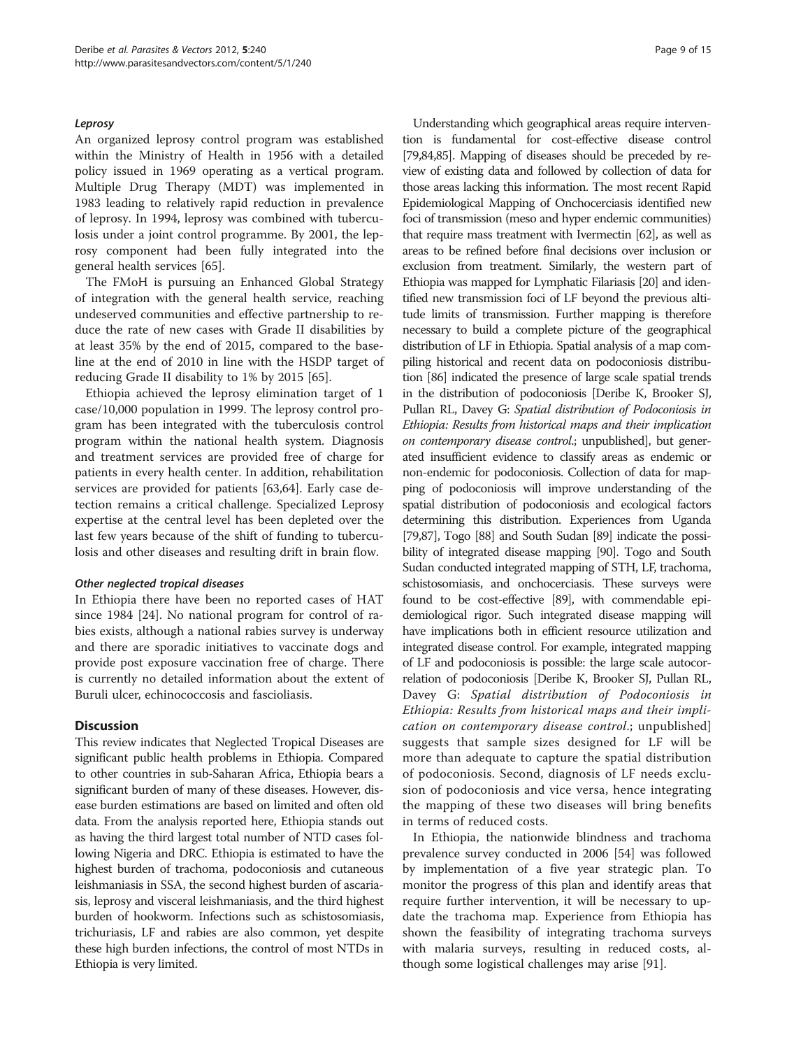### *Leprosy*

An organized leprosy control program was established within the Ministry of Health in 1956 with a detailed policy issued in 1969 operating as a vertical program. Multiple Drug Therapy (MDT) was implemented in 1983 leading to relatively rapid reduction in prevalence of leprosy. In 1994, leprosy was combined with tuberculosis under a joint control programme. By 2001, the leprosy component had been fully integrated into the general health services [65].

The FMoH is pursuing an Enhanced Global Strategy of integration with the general health service, reaching undeserved communities and effective partnership to reduce the rate of new cases with Grade II disabilities by at least 35% by the end of 2015, compared to the baseline at the end of 2010 in line with the HSDP target of reducing Grade II disability to 1% by 2015 [65].

Ethiopia achieved the leprosy elimination target of 1 case/10,000 population in 1999. The leprosy control program has been integrated with the tuberculosis control program within the national health system. Diagnosis and treatment services are provided free of charge for patients in every health center. In addition, rehabilitation services are provided for patients [63,64]. Early case detection remains a critical challenge. Specialized Leprosy expertise at the central level has been depleted over the last few years because of the shift of funding to tuberculosis and other diseases and resulting drift in brain flow.

### *Other neglected tropical diseases*

In Ethiopia there have been no reported cases of HAT since 1984 [24]. No national program for control of rabies exists, although a national rabies survey is underway and there are sporadic initiatives to vaccinate dogs and provide post exposure vaccination free of charge. There is currently no detailed information about the extent of Buruli ulcer, echinococcosis and fascioliasis.

## Discussion

This review indicates that Neglected Tropical Diseases are significant public health problems in Ethiopia. Compared to other countries in sub-Saharan Africa, Ethiopia bears a significant burden of many of these diseases. However, disease burden estimations are based on limited and often old data. From the analysis reported here, Ethiopia stands out as having the third largest total number of NTD cases following Nigeria and DRC. Ethiopia is estimated to have the highest burden of trachoma, podoconiosis and cutaneous leishmaniasis in SSA, the second highest burden of ascariasis, leprosy and visceral leishmaniasis, and the third highest burden of hookworm. Infections such as schistosomiasis, trichuriasis, LF and rabies are also common, yet despite these high burden infections, the control of most NTDs in Ethiopia is very limited.

Understanding which geographical areas require intervention is fundamental for cost-effective disease control [79,84,85]. Mapping of diseases should be preceded by review of existing data and followed by collection of data for those areas lacking this information. The most recent Rapid Epidemiological Mapping of Onchocerciasis identified new foci of transmission (meso and hyper endemic communities) that require mass treatment with Ivermectin [62], as well as areas to be refined before final decisions over inclusion or exclusion from treatment. Similarly, the western part of Ethiopia was mapped for Lymphatic Filariasis [20] and identified new transmission foci of LF beyond the previous altitude limits of transmission. Further mapping is therefore necessary to build a complete picture of the geographical distribution of LF in Ethiopia. Spatial analysis of a map compiling historical and recent data on podoconiosis distribution [86] indicated the presence of large scale spatial trends in the distribution of podoconiosis [Deribe K, Brooker SJ, Pullan RL, Davey G: *Spatial distribution of Podoconiosis in Ethiopia: Results from historical maps and their implication on contemporary disease control*.; unpublished], but generated insufficient evidence to classify areas as endemic or non-endemic for podoconiosis. Collection of data for mapping of podoconiosis will improve understanding of the spatial distribution of podoconiosis and ecological factors determining this distribution. Experiences from Uganda [79,87], Togo [88] and South Sudan [89] indicate the possibility of integrated disease mapping [90]. Togo and South Sudan conducted integrated mapping of STH, LF, trachoma, schistosomiasis, and onchocerciasis. These surveys were found to be cost-effective [89], with commendable epidemiological rigor. Such integrated disease mapping will have implications both in efficient resource utilization and integrated disease control. For example, integrated mapping of LF and podoconiosis is possible: the large scale autocorrelation of podoconiosis [Deribe K, Brooker SJ, Pullan RL, Davey G: *Spatial distribution of Podoconiosis in Ethiopia: Results from historical maps and their implication on contemporary disease control*.; unpublished] suggests that sample sizes designed for LF will be more than adequate to capture the spatial distribution of podoconiosis. Second, diagnosis of LF needs exclusion of podoconiosis and vice versa, hence integrating the mapping of these two diseases will bring benefits in terms of reduced costs.

In Ethiopia, the nationwide blindness and trachoma prevalence survey conducted in 2006 [54] was followed by implementation of a five year strategic plan. To monitor the progress of this plan and identify areas that require further intervention, it will be necessary to update the trachoma map. Experience from Ethiopia has shown the feasibility of integrating trachoma surveys with malaria surveys, resulting in reduced costs, although some logistical challenges may arise [91].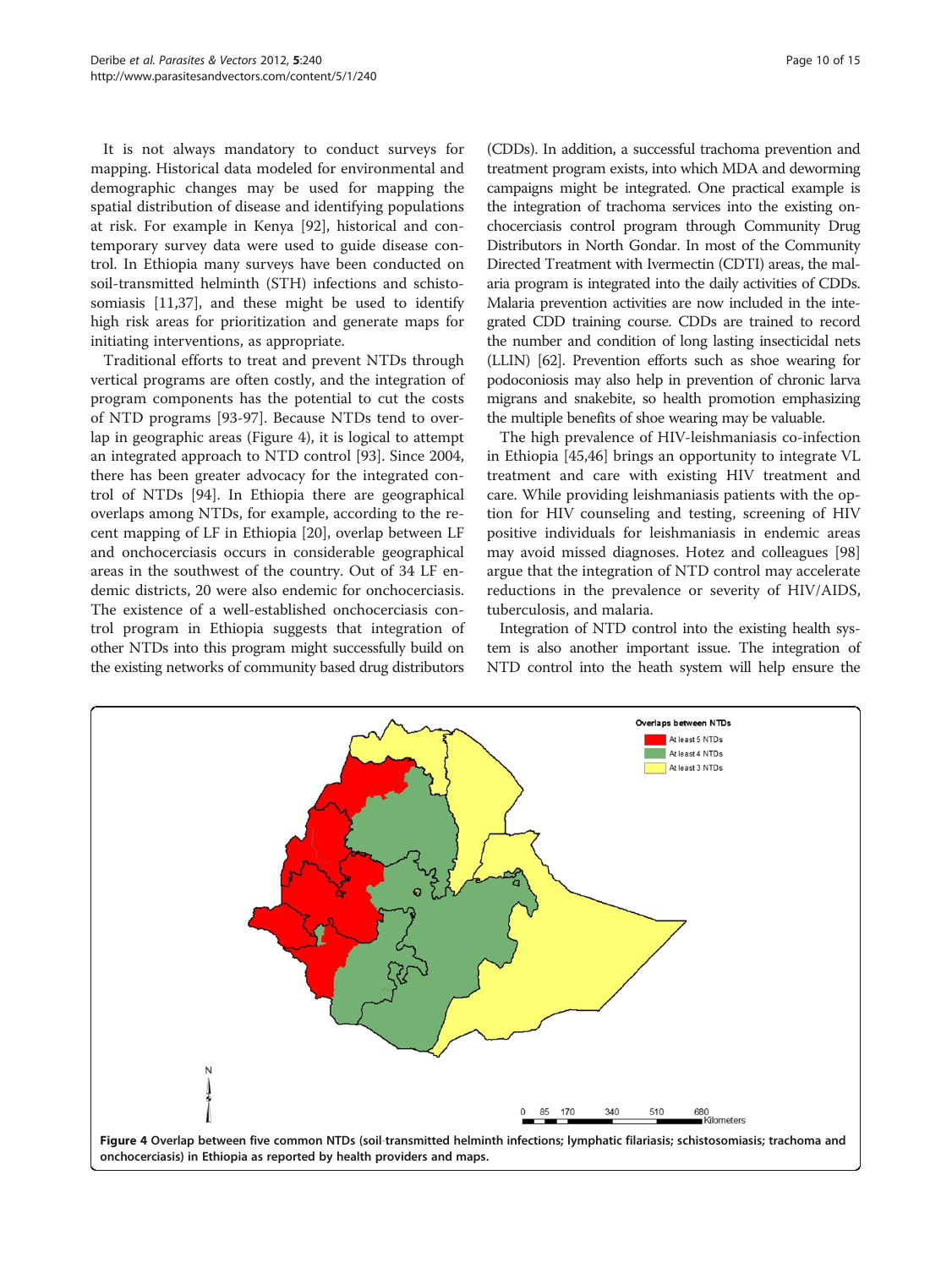It is not always mandatory to conduct surveys for mapping. Historical data modeled for environmental and demographic changes may be used for mapping the spatial distribution of disease and identifying populations at risk. For example in Kenya [92], historical and contemporary survey data were used to guide disease control. In Ethiopia many surveys have been conducted on soil-transmitted helminth (STH) infections and schistosomiasis [11,37], and these might be used to identify high risk areas for prioritization and generate maps for initiating interventions, as appropriate.

Traditional efforts to treat and prevent NTDs through vertical programs are often costly, and the integration of program components has the potential to cut the costs of NTD programs [93-97]. Because NTDs tend to overlap in geographic areas (Figure 4), it is logical to attempt an integrated approach to NTD control [93]. Since 2004, there has been greater advocacy for the integrated control of NTDs [94]. In Ethiopia there are geographical overlaps among NTDs, for example, according to the recent mapping of LF in Ethiopia [20], overlap between LF and onchocerciasis occurs in considerable geographical areas in the southwest of the country. Out of 34 LF endemic districts, 20 were also endemic for onchocerciasis. The existence of a well-established onchocerciasis control program in Ethiopia suggests that integration of other NTDs into this program might successfully build on the existing networks of community based drug distributors (CDDs). In addition, a successful trachoma prevention and treatment program exists, into which MDA and deworming campaigns might be integrated. One practical example is the integration of trachoma services into the existing onchocerciasis control program through Community Drug Distributors in North Gondar. In most of the Community Directed Treatment with Ivermectin (CDTI) areas, the malaria program is integrated into the daily activities of CDDs. Malaria prevention activities are now included in the integrated CDD training course. CDDs are trained to record the number and condition of long lasting insecticidal nets (LLIN) [62]. Prevention efforts such as shoe wearing for podoconiosis may also help in prevention of chronic larva migrans and snakebite, so health promotion emphasizing the multiple benefits of shoe wearing may be valuable.

The high prevalence of HIV-leishmaniasis co-infection in Ethiopia [45,46] brings an opportunity to integrate VL treatment and care with existing HIV treatment and care. While providing leishmaniasis patients with the option for HIV counseling and testing, screening of HIV positive individuals for leishmaniasis in endemic areas may avoid missed diagnoses. Hotez and colleagues [98] argue that the integration of NTD control may accelerate reductions in the prevalence or severity of HIV/AIDS, tuberculosis, and malaria.

Integration of NTD control into the existing health system is also another important issue. The integration of NTD control into the heath system will help ensure the

**Figure 4** Overlap between five common NTDs (soil-transmitted helminth infections; lymphatic filariasis; schistosomiasis; trachoma and onchocerciasis) in Ethiopia as reported by health providers and maps.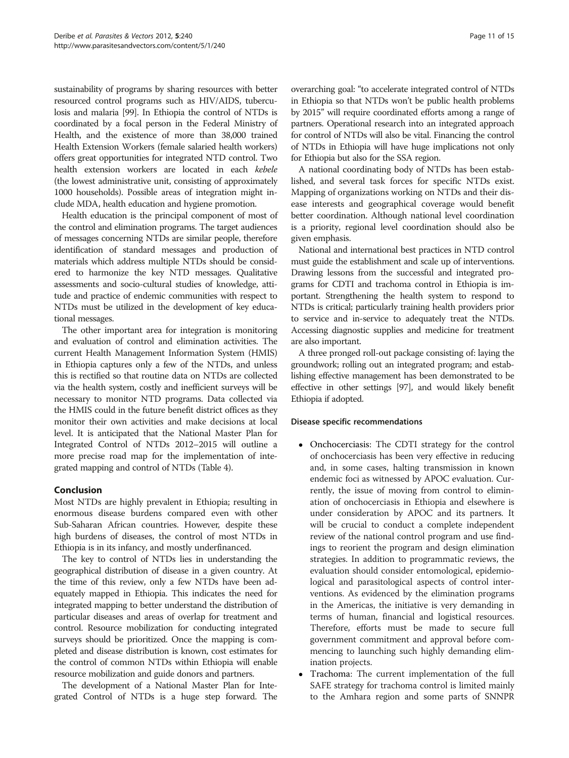sustainability of programs by sharing resources with better resourced control programs such as HIV/AIDS, tuberculosis and malaria [99]. In Ethiopia the control of NTDs is coordinated by a focal person in the Federal Ministry of Health, and the existence of more than 38,000 trained Health Extension Workers (female salaried health workers) offers great opportunities for integrated NTD control. Two health extension workers are located in each *kebele* (the lowest administrative unit, consisting of approximately 1000 households). Possible areas of integration might include MDA, health education and hygiene promotion.

Health education is the principal component of most of the control and elimination programs. The target audiences of messages concerning NTDs are similar people, therefore identification of standard messages and production of materials which address multiple NTDs should be considered to harmonize the key NTD messages. Qualitative assessments and socio-cultural studies of knowledge, attitude and practice of endemic communities with respect to NTDs must be utilized in the development of key educational messages.

The other important area for integration is monitoring and evaluation of control and elimination activities. The current Health Management Information System (HMIS) in Ethiopia captures only a few of the NTDs, and unless this is rectified so that routine data on NTDs are collected via the health system, costly and inefficient surveys will be necessary to monitor NTD programs. Data collected via the HMIS could in the future benefit district offices as they monitor their own activities and make decisions at local level. It is anticipated that the National Master Plan for Integrated Control of NTDs 2012–2015 will outline a more precise road map for the implementation of integrated mapping and control of NTDs (Table 4).

## Conclusion

Most NTDs are highly prevalent in Ethiopia; resulting in enormous disease burdens compared even with other Sub-Saharan African countries. However, despite these high burdens of diseases, the control of most NTDs in Ethiopia is in its infancy, and mostly underfinanced.

The key to control of NTDs lies in understanding the geographical distribution of disease in a given country. At the time of this review, only a few NTDs have been adequately mapped in Ethiopia. This indicates the need for integrated mapping to better understand the distribution of particular diseases and areas of overlap for treatment and control. Resource mobilization for conducting integrated surveys should be prioritized. Once the mapping is completed and disease distribution is known, cost estimates for the control of common NTDs within Ethiopia will enable resource mobilization and guide donors and partners.

The development of a National Master Plan for Integrated Control of NTDs is a huge step forward. The overarching goal: "to accelerate integrated control of NTDs in Ethiopia so that NTDs won't be public health problems by 2015" will require coordinated efforts among a range of partners. Operational research into an integrated approach for control of NTDs will also be vital. Financing the control of NTDs in Ethiopia will have huge implications not only for Ethiopia but also for the SSA region.

A national coordinating body of NTDs has been established, and several task forces for specific NTDs exist. Mapping of organizations working on NTDs and their disease interests and geographical coverage would benefit better coordination. Although national level coordination is a priority, regional level coordination should also be given emphasis.

National and international best practices in NTD control must guide the establishment and scale up of interventions. Drawing lessons from the successful and integrated programs for CDTI and trachoma control in Ethiopia is important. Strengthening the health system to respond to NTDs is critical; particularly training health providers prior to service and in-service to adequately treat the NTDs. Accessing diagnostic supplies and medicine for treatment are also important.

A three pronged roll-out package consisting of: laying the groundwork; rolling out an integrated program; and establishing effective management has been demonstrated to be effective in other settings [97], and would likely benefit Ethiopia if adopted.

### Disease specific recommendations

- Onchocerciasis: The CDTI strategy for the control of onchocerciasis has been very effective in reducing and, in some cases, halting transmission in known endemic foci as witnessed by APOC evaluation. Currently, the issue of moving from control to elimination of onchocerciasis in Ethiopia and elsewhere is under consideration by APOC and its partners. It will be crucial to conduct a complete independent review of the national control program and use findings to reorient the program and design elimination strategies. In addition to programmatic reviews, the evaluation should consider entomological, epidemiological and parasitological aspects of control interventions. As evidenced by the elimination programs in the Americas, the initiative is very demanding in terms of human, financial and logistical resources. Therefore, efforts must be made to secure full government commitment and approval before commencing to launching such highly demanding elimination projects.
- Trachoma: The current implementation of the full SAFE strategy for trachoma control is limited mainly to the Amhara region and some parts of SNNPR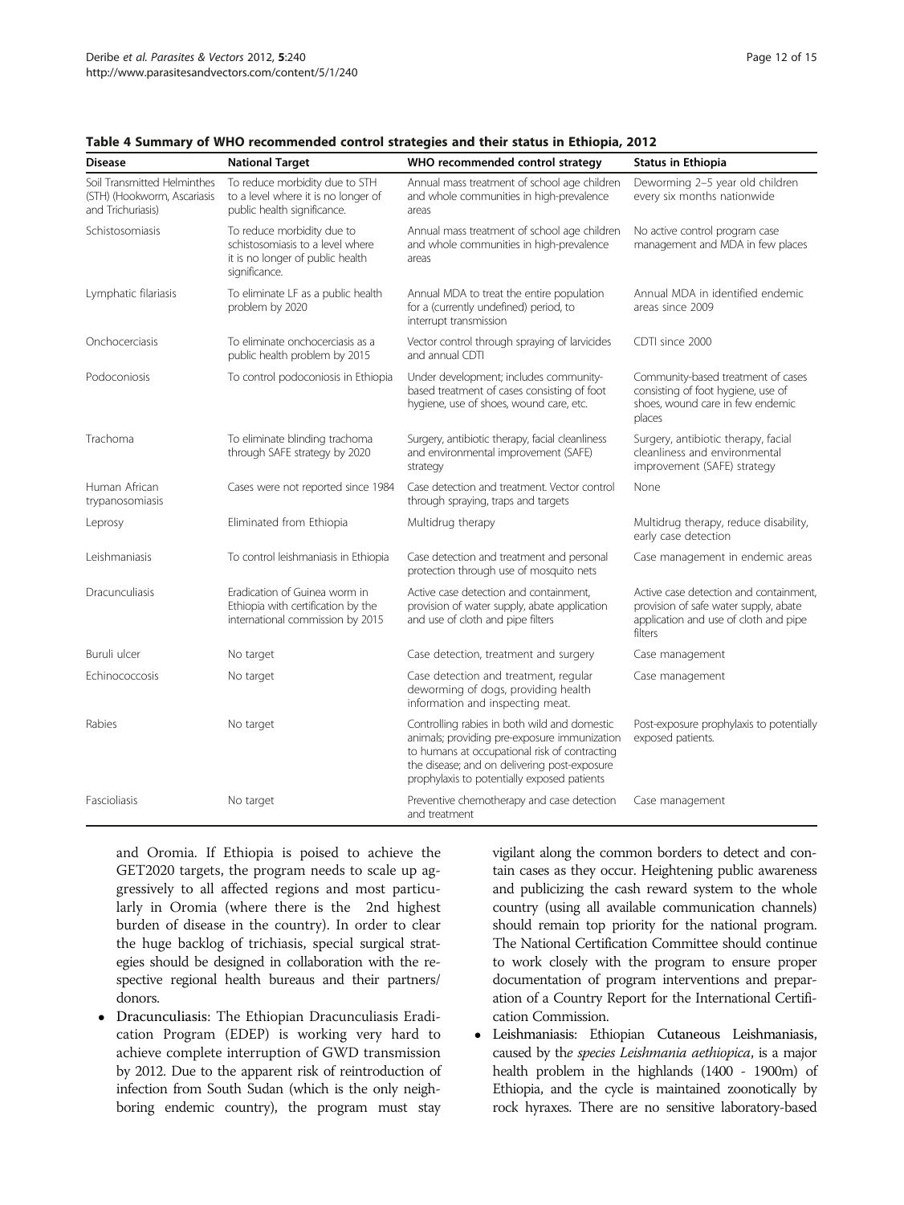**Table 4 Summary of WHO recommended control strategies and their status in Ethiopia, 2012**

| Disease | National Target | WHO recommended control strategy | Status in Ethiopia |
|---|---|---|---|
| Soil Transmitted Helminthes (STH) (Hookworm, Ascariasis and Trichuriasis) | To reduce morbidity due to STH to a level where it is no longer of public health significance. | Annual mass treatment of school age children and whole communities in high-prevalence areas | Deworming 2–5 year old children every six months nationwide |
| Schistosomiasis | To reduce morbidity due to schistosomiasis to a level where it is no longer of public health significance. | Annual mass treatment of school age children and whole communities in high-prevalence areas | No active control program case management and MDA in few places |
| Lymphatic filariasis | To eliminate LF as a public health problem by 2020 | Annual MDA to treat the entire population for a (currently undefined) period, to interrupt transmission | Annual MDA in identified endemic areas since 2009 |
| Onchocerciasis | To eliminate onchocerciasis as a public health problem by 2015 | Vector control through spraying of larvicides and annual CDTI | CDTI since 2000 |
| Podoconiosis | To control podoconiosis in Ethiopia | Under development; includes community-based treatment of cases consisting of foot hygiene, use of shoes, wound care, etc. | Community-based treatment of cases consisting of foot hygiene, use of shoes, wound care in few endemic places |
| Trachoma | To eliminate blinding trachoma through SAFE strategy by 2020 | Surgery, antibiotic therapy, facial cleanliness and environmental improvement (SAFE) strategy | Surgery, antibiotic therapy, facial cleanliness and environmental improvement (SAFE) strategy |
| Human African trypanosomiasis | Cases were not reported since 1984 | Case detection and treatment. Vector control through spraying, traps and targets | None |
| Leprosy | Eliminated from Ethiopia | Multidrug therapy | Multidrug therapy, reduce disability, early case detection |
| Leishmaniasis | To control leishmaniasis in Ethiopia | Case detection and treatment and personal protection through use of mosquito nets | Case management in endemic areas |
| Dracunculiasis | Eradication of Guinea worm in Ethiopia with certification by the international commission by 2015 | Active case detection and containment, provision of water supply, abate application and use of cloth and pipe filters | Active case detection and containment, provision of safe water supply, abate application and use of cloth and pipe filters |
| Buruli ulcer | No target | Case detection, treatment and surgery | Case management |
| Echinococcosis | No target | Case detection and treatment, regular deworming of dogs, providing health information and inspecting meat. | Case management |
| Rabies | No target | Controlling rabies in both wild and domestic animals; providing pre-exposure immunization to humans at occupational risk of contracting the disease; and on delivering post-exposure prophylaxis to potentially exposed patients | Post-exposure prophylaxis to potentially exposed patients. |
| Fascioliasis | No target | Preventive chemotherapy and case detection and treatment | Case management |

and Oromia. If Ethiopia is poised to achieve the GET2020 targets, the program needs to scale up aggressively to all affected regions and most particularly in Oromia (where there is the 2nd highest burden of disease in the country). In order to clear the huge backlog of trichiasis, special surgical strategies should be designed in collaboration with the respective regional health bureaus and their partners/donors.

- **Dracunculiasis**: The Ethiopian Dracunculiasis Eradication Program (EDEP) is working very hard to achieve complete interruption of GWD transmission by 2012. Due to the apparent risk of reintroduction of infection from South Sudan (which is the only neighboring endemic country), the program must stay vigilant along the common borders to detect and contain cases as they occur. Heightening public awareness and publicizing the cash reward system to the whole country (using all available communication channels) should remain top priority for the national program. The National Certification Committee should continue to work closely with the program to ensure proper documentation of program interventions and preparation of a Country Report for the International Certification Commission.
- **Leishmaniasis**: Ethiopian Cutaneous Leishmaniasis, caused by the *species Leishmania aethiopica*, is a major health problem in the highlands (1400 - 1900m) of Ethiopia, and the cycle is maintained zoonotically by rock hyraxes. There are no sensitive laboratory-based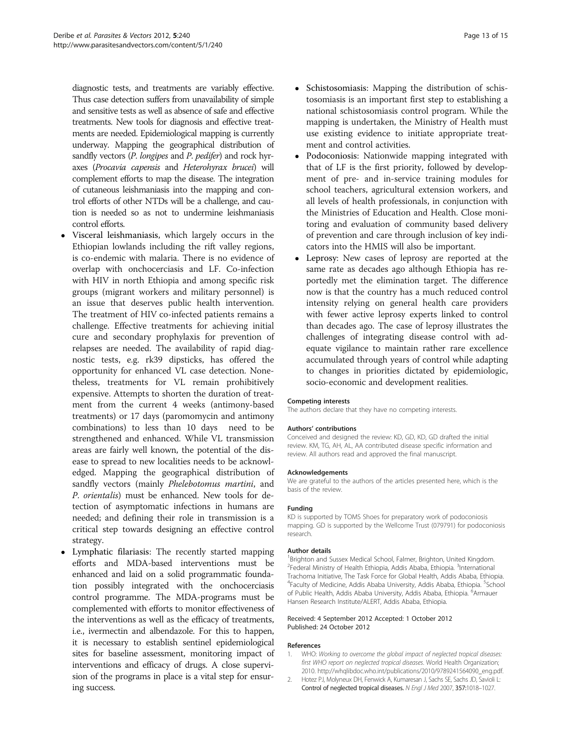diagnostic tests, and treatments are variably effective. Thus case detection suffers from unavailability of simple and sensitive tests as well as absence of safe and effective treatments. New tools for diagnosis and effective treatments are needed. Epidemiological mapping is currently underway. Mapping the geographical distribution of sandfly vectors (*P. longipes* and *P. pedifer*) and rock hyraxes (*Procavia capensis* and *Heterohyrax brucei*) will complement efforts to map the disease. The integration of cutaneous leishmaniasis into the mapping and control efforts of other NTDs will be a challenge, and caution is needed so as not to undermine leishmaniasis control efforts.

- **Visceral leishmaniasis**, which largely occurs in the Ethiopian lowlands including the rift valley regions, is co-endemic with malaria. There is no evidence of overlap with onchocerciasis and LF. Co-infection with HIV in north Ethiopia and among specific risk groups (migrant workers and military personnel) is an issue that deserves public health intervention. The treatment of HIV co-infected patients remains a challenge. Effective treatments for achieving initial cure and secondary prophylaxis for prevention of relapses are needed. The availability of rapid diagnostic tests, e.g. rk39 dipsticks, has offered the opportunity for enhanced VL case detection. Nonetheless, treatments for VL remain prohibitively expensive. Attempts to shorten the duration of treatment from the current 4 weeks (antimony-based treatments) or 17 days (paromomycin and antimony combinations) to less than 10 days need to be strengthened and enhanced. While VL transmission areas are fairly well known, the potential of the disease to spread to new localities needs to be acknowledged. Mapping the geographical distribution of sandfly vectors (mainly *Phelebotomus martini*, and *P. orientalis*) must be enhanced. New tools for detection of asymptomatic infections in humans are needed; and defining their role in transmission is a critical step towards designing an effective control strategy.
- **Lymphatic filariasis**: The recently started mapping efforts and MDA-based interventions must be enhanced and laid on a solid programmatic foundation possibly integrated with the onchocerciasis control programme. The MDA-programs must be complemented with efforts to monitor effectiveness of the interventions as well as the efficacy of treatments, i.e., ivermectin and albendazole. For this to happen, it is necessary to establish sentinel epidemiological sites for baseline assessment, monitoring impact of interventions and efficacy of drugs. A close supervision of the programs in place is a vital step for ensuring success.
- **Schistosomiasis**: Mapping the distribution of schistosomiasis is an important first step to establishing a national schistosomiasis control program. While the mapping is undertaken, the Ministry of Health must use existing evidence to initiate appropriate treatment and control activities.
- **Podoconiosis**: Nationwide mapping integrated with that of LF is the first priority, followed by development of pre- and in-service training modules for school teachers, agricultural extension workers, and all levels of health professionals, in conjunction with the Ministries of Education and Health. Close monitoring and evaluation of community based delivery of prevention and care through inclusion of key indicators into the HMIS will also be important.
- **Leprosy**: New cases of leprosy are reported at the same rate as decades ago although Ethiopia has reportedly met the elimination target. The difference now is that the country has a much reduced control intensity relying on general health care providers with fewer active leprosy experts linked to control than decades ago. The case of leprosy illustrates the challenges of integrating disease control with adequate vigilance to maintain rather rare excellence accumulated through years of control while adapting to changes in priorities dictated by epidemiologic, socio-economic and development realities.

#### Competing interests

The authors declare that they have no competing interests.

#### Authors' contributions

Conceived and designed the review: KD, GD, KD, GD drafted the initial review. KM, TG, AH, AL, AA contributed disease specific information and review. All authors read and approved the final manuscript.

#### Acknowledgements

We are grateful to the authors of the articles presented here, which is the basis of the review.

#### Funding

KD is supported by TOMS Shoes for preparatory work of podoconiosis mapping. GD is supported by the Wellcome Trust (079791) for podoconiosis research.

#### Author details

[1]Brighton and Sussex Medical School, Falmer, Brighton, United Kingdom. [2]Federal Ministry of Health Ethiopia, Addis Ababa, Ethiopia. [3]International Trachoma Initiative, The Task Force for Global Health, Addis Ababa, Ethiopia. [4]Faculty of Medicine, Addis Ababa University, Addis Ababa, Ethiopia. [5]School of Public Health, Addis Ababa University, Addis Ababa, Ethiopia. [6]Armauer Hansen Research Institute/ALERT, Addis Ababa, Ethiopia.

Received: 4 September 2012 Accepted: 1 October 2012
Published: 24 October 2012

#### References

1. WHO: *Working to overcome the global impact of neglected tropical diseases: first WHO report on neglected tropical diseases*. World Health Organization; 2010. http://whqlibdoc.who.int/publications/2010/9789241564090_eng.pdf.
2. Hotez PJ, Molyneux DH, Fenwick A, Kumaresan J, Sachs SE, Sachs JD, Savioli L: **Control of neglected tropical diseases.** *N Engl J Med* 2007, **357:**1018–1027.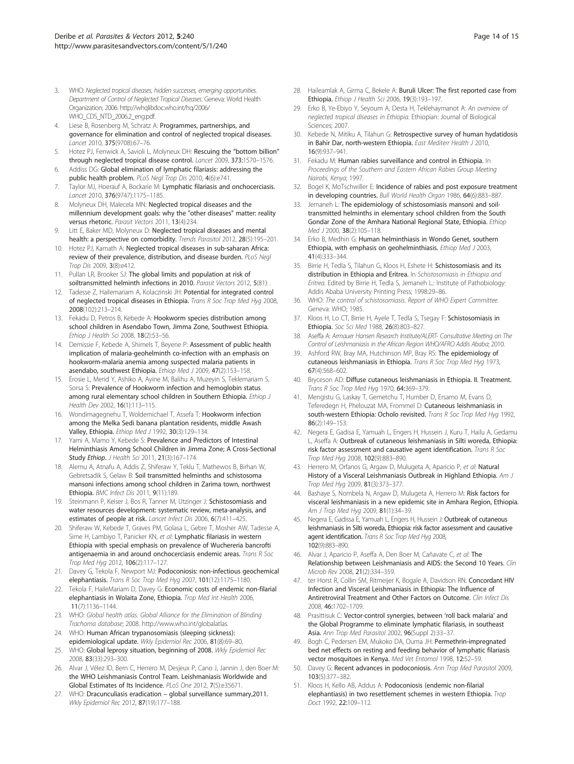3. WHO: *Neglected tropical diseases, hidden successes, emerging opportunities. Department of Control of Neglected Tropical Diseases*. Geneva: World Health Organization; 2006. http://whqlibdoc.who.int/hq/2006/WHO_CDS_NTD_2006.2_eng.pdf.
4. Liese B, Rosenberg M, Schratz A: **Programmes, partnerships, and governance for elimination and control of neglected tropical diseases.** *Lancet* 2010, **375**(9708):67–76.
5. Hotez PJ, Fenwick A, Savioli L, Molyneux DH: **Rescuing the "bottom billion" through neglected tropical disease control.** *Lancet* 2009, **373:**1570–1576.
6. Addiss DG: **Global elimination of lymphatic filariasis: addressing the public health problem.** *PLoS Negl Trop Dis* 2010, **4**(6):e741.
7. Taylor MJ, Hoerauf A, Bockarie M: **Lymphatic filariasis and onchocerciasis.** *Lancet* 2010, **376**(9747):1175–1185.
8. Molyneux DH, Malecela MN: **Neglected tropical diseases and the millennium development goals: why the "other diseases" matter: reality versus rhetoric.** *Parasit Vectors* 2011, **13**(4):234.
9. Litt E, Baker MD, Molyneux D: **Neglected tropical diseases and mental health: a perspective on comorbidity.** *Trends Parasitol* 2012, **28**(5):195–201.
10. Hotez PJ, Kamath A: **Neglected tropical diseases in sub-saharan Africa: review of their prevalence, distribution, and disease burden.** *PLoS Negl Trop Dis* 2009, **3**(8):e412.
11. Pullan LR, Brooker SJ: **The global limits and population at risk of soiltransmitted helminth infections in 2010.** *Parasit Vectors* 2012, **5**(81): .
12. Tadesse Z, Hailemariam A, Kolaczinski JH: **Potential for integrated control of neglected tropical diseases in Ethiopia.** *Trans R Soc Trop Med Hyg* 2008, **2008**(102):213–214.
13. Fekadu D, Petros B, Kebede A: **Hookworm species distribution among school children in Asendabo Town, Jimma Zone, Southwest Ethiopia.** *Ethiop J Health Sci* 2008, **18**(2):53–56.
14. Demissie F, Kebede A, Shimels T, Beyene P: **Assessment of public health implication of malaria-geohelminth co-infection with an emphasis on hookworm-malaria anemia among suspected malaria patients in asendabo, southwest Ethiopia.** *Ethiop Med J* 2009, **47**(2):153–158.
15. Erosie L, Merid Y, Ashiko A, Ayine M, Balihu A, Muzeyin S, Teklemariam S, Sorsa S: **Prevalence of Hookworm infection and hemoglobin status among rural elementary school children in Southern Ethiopia.** *Ethiop J Health Dev* 2002, **16**(1):113–115.
16. Wondimagegnehu T, Woldemichael T, Assefa T: **Hookworm infection among the Melka Sedi banana plantation residents, middle Awash Valley, Ethiopia.** *Ethiop Med J* 1992, **30**(3):129–134.
17. Yami A, Mamo Y, Kebede S: **Prevalence and Predictors of Intestinal Helminthiasis Among School Children in Jimma Zone; A Cross-Sectional Study *Ethiop*.** *J Health Sci* 2011, **21**(3):167–174.
18. Alemu A, Atnafu A, Addis Z, Shiferaw Y, Teklu T, Mathewos B, Birhan W, Gebretsadik S, Gelaw B: **Soil transmitted helminths and schistosoma mansoni infections among school children in Zarima town, northwest Ethiopia.** *BMC Infect Dis* 2011, **9**(11):189.
19. Steinmann P, Keiser J, Bos R, Tanner M, Utzinger J: **Schistosomiasis and water resources development: systematic review, meta-analysis, and estimates of people at risk.** *Lancet Infect Dis* 2006, **6**(7):411–425.
20. Shiferaw W, Kebede T, Graves PM, Golasa L, Gebre T, Mosher AW, Tadesse A, Sime H, Lambiyo T, Panicker KN, *et al*: **Lymphatic filariasis in western Ethiopia with special emphasis on prevalence of Wuchereria bancrofti antigenaemia in and around onchocerciasis endemic areas.** *Trans R Soc Trop Med Hyg* 2012, **106**(2):117–127.
21. Davey G, Tekola F, Newport MJ: **Podoconiosis: non-infectious geochemical elephantiasis.** *Trans R Soc Trop Med Hyg* 2007, **101**(12):1175–1180.
22. Tekola F, HaileMariam D, Davey G: **Economic costs of endemic non-filarial elephantiasis in Wolaita Zone, Ethiopia.** *Trop Med Int Health* 2006, **11**(7):1136–1144.
23. WHO: *Global health atlas. Global Alliance for the Elimination of Blinding Trachoma database*; 2008. http://www.who.int/globalatlas.
24. WHO: **Human African trypanosomiasis (sleeping sickness): epidemiological update.** *Wkly Epidemiol Rec* 2006, **81**(8):69–80.
25. WHO: **Global leprosy situation, beginning of 2008.** *Wkly Epidemiol Rec* 2008, **83**(33):293–300.
26. Alvar J, Vélez ID, Bern C, Herrero M, Desjeux P, Cano J, Jannin J, den Boer M: **the WHO Leishmaniasis Control Team. Leishmaniasis Worldwide and Global Estimates of Its Incidence.** *PLoS One* 2012, **7**(5):e35671.
27. WHO: **Dracunculiasis eradication – global surveillance summary,2011.** *Wkly Epidemiol Rec* 2012, **87**(19):177–188.
28. Haileamlak A, Girma C, Bekele A: **Buruli Ulcer: The first reported case from Ethiopia.** *Ethiop J Health Sci* 2006, **19**(3):193–197.
29. Erko B, Ye-Ebiyo Y, Seyoum A, Desta H, Teklehaymanot A: *An overview of neglected tropical diseases in Ethiopia*. Ethiopian: Journal of Biological Sciences; 2007.
30. Kebede N, Mitiku A, Tilahun G: **Retrospective survey of human hydatidosis in Bahir Dar, north-western Ethiopia.** *East Mediterr Health J* 2010, **16**(9):937–941.
31. Fekadu M: **Human rabies surveillance and control in Ethiopia.** In *Proceedings of the Southern and Eastern African Rabies Group Meeting Nairobi, Kenya*; 1997.
32. Bogel K, MoTschwiller E: **Incidence of rabies and post exposure treatment in developing countries.** *Bull World Health Organ* 1986, **64**(6):883–887.
33. Jemaneh L: **The epidemiology of schistosomiasis mansoni and soil-transmitted helminths in elementary school children from the South Gondar Zone of the Amhara National Regional State, Ethiopia.** *Ethiop Med J* 2000, **38**(2):105–118.
34. Erko B, Medhin G: **Human helminthiasis in Wondo Genet, southern Ethiopia, with emphasis on geohelminthiasis.** *Ethiop Med J* 2003, **41**(4):333–344.
35. Birrie H, Tedla S, Tilahun G, Kloos H, Eshete H: **Schistosomiasis and its distribution in Ethiopia and Eritrea.** In *Schistosomiasis in Ethiopia and Eritrea*. Edited by Birrie H, Tedla S, Jemaneh L.: Institute of Pathobiology: Addis Ababa University Printing Press; 1998:29–86.
36. WHO: *The control of schistosomiasis. Report of WHO Expert Committee*. Geneva: WHO; 1985.
37. Kloos H, Lo CT, Birrie H, Ayele T, Tedla S, Tsegay F: **Schistosomiasis in Ethiopia.** *Soc Sci Med* 1988, **26**(8):803–827.
38. Aseffa A: *Armauer Hansen Research Institute/ALERT- Consultative Meeting on The Control of Leishmaniasis in the African Region WHO/AFRO Addis Ababa*; 2010.
39. Ashford RW, Bray MA, Hutchinson MP, Bray RS: **The epidemiology of cutaneous leishmaniasis in Ethiopia.** *Trans R Soc Trop Med Hyg* 1973, **67**(4):568–602.
40. Bryceson AD: **Diffuse cutaneous leishmaniasis in Ethiopia. II. Treatment.** *Trans R Soc Trop Med Hyg* 1970, **64:**369–379.
41. Mengistu G, Laskay T, Gemetchu T, Humber D, Ersamo M, Evans D, Teferedegn H, Phelouzat MA, Frommel D: **Cutaneous leishmaniasis in south-western Ethiopia: Ocholo revisited.** *Trans R Soc Trop Med Hyg* 1992, **86**(2):149–153.
42. Negera E, Gadisa E, Yamuah L, Engers H, Hussein J, Kuru T, Hailu A, Gedamu L, Aseffa A: **Outbreak of cutaneous leishmaniasis in Silti woreda, Ethiopia: risk factor assessment and causative agent identification.** *Trans R Soc Trop Med Hyg* 2008, **102**(9):883–890.
43. Herrero M, Orfanos G, Argaw D, Mulugeta A, Aparicio P, *et al*: **Natural History of a Visceral Leishmaniasis Outbreak in Highland Ethiopia.** *Am J Trop Med Hyg* 2009, **81**(3):373–377.
44. Bashaye S, Nombela N, Argaw D, Mulugeta A, Herrero M: **Risk factors for visceral leishmaniasis in a new epidemic site in Amhara Region, Ethiopia.** *Am J Trop Med Hyg* 2009, **81**(1):34–39.
45. Negera E, Gadissa E, Yamuah L, Engers H, Hussein J: **Outbreak of cutaneous leishmaniasis in Silti woreda, Ethiopia: risk factor assessment and causative agent identification.** *Trans R Soc Trop Med Hyg* 2008, **102**(9):883–890.
46. Alvar J, Aparicio P, Aseffa A, Den Boer M, Cañavate C, *et al*: **The Relationship between Leishmaniasis and AIDS: the Second 10 Years.** *Clin Microb Rev* 2008, **21**(2):334–359.
47. ter Horst R, Collin SM, Ritmeijer K, Bogale A, Davidson RN: **Concordant HIV Infection and Visceral Leishmaniasis in Ethiopia: The Influence of Antiretroviral Treatment and Other Factors on Outcome.** *Clin Infect Dis* 2008, **46:**1702–1709.
48. Prasittisuk C: **Vector-control synergies, between 'roll back malaria' and the Global Programme to eliminate lymphatic filariasis, in southeast Asia.** *Ann Trop Med Parasitol* 2002, **96**(Suppl 2):33–37.
49. Bogh C, Pedersen EM, Mukoko DA, Ouma JH: **Permethrin-impregnated bed net effects on resting and feeding behavior of lymphatic filariasis vector mosquitoes in Kenya.** *Med Vet Entomol* 1998, **12:**52–59.
50. Davey G: **Recent advances in podoconiosis.** *Ann Trop Med Parasitol* 2009, **103**(5):377–382.
51. Kloos H, Kello AB, Addus A: **Podoconiosis (endemic non-filarial elephantiasis) in two resettlement schemes in western Ethiopia.** *Trop Doct* 1992, **22:**109–112.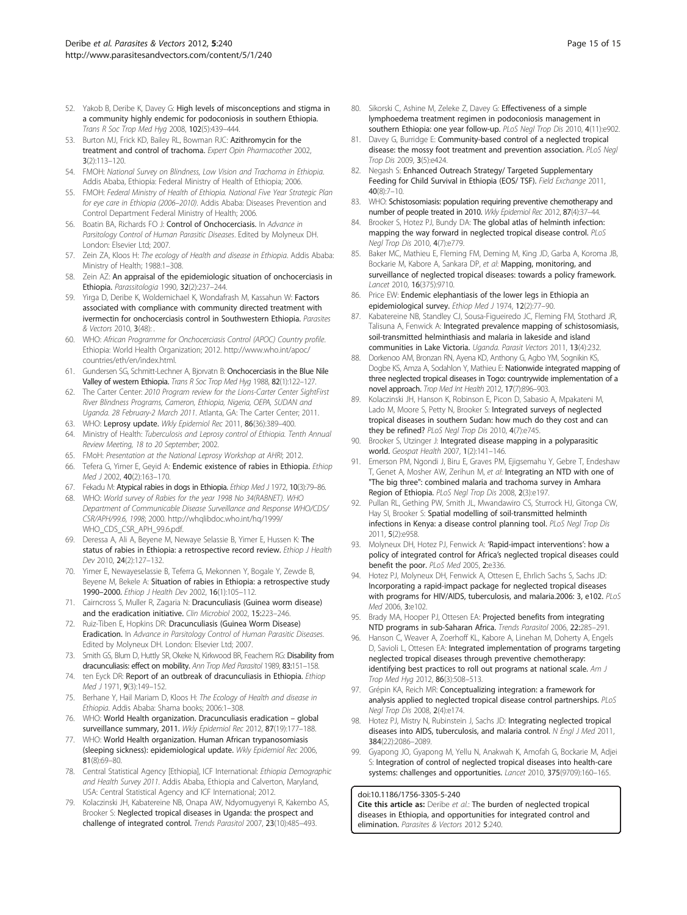52. Yakob B, Deribe K, Davey G: **High levels of misconceptions and stigma in a community highly endemic for podoconiosis in southern Ethiopia.** *Trans R Soc Trop Med Hyg* 2008, **102**(5):439–444.
53. Burton MJ, Frick KD, Bailey RL, Bowman RJC: **Azithromycin for the treatment and control of trachoma.** *Expert Opin Pharmacother* 2002, **3**(2):113–120.
54. FMOH: *National Survey on Blindness, Low Vision and Trachoma in Ethiopia*. Addis Ababa, Ethiopia: Federal Ministry of Health of Ethiopia; 2006.
55. FMOH: *Federal Ministry of Health of Ethiopia. National Five Year Strategic Plan for eye care in Ethiopia (2006–2010)*. Addis Ababa: Diseases Prevention and Control Department Federal Ministry of Health; 2006.
56. Boatin BA, Richards FO J: **Control of Onchocerciasis.** In *Advance in Parsitology Control of Human Parasitic Diseases*. Edited by Molyneux DH. London: Elsevier Ltd; 2007.
57. Zein ZA, Kloos H: *The ecology of Health and disease in Ethiopia*. Addis Ababa: Ministry of Health; 1988:1–308.
58. Zein AZ: **An appraisal of the epidemiologic situation of onchocerciasis in Ethiopia.** *Parassitologia* 1990, **32**(2):237–244.
59. Yirga D, Deribe K, Woldemichael K, Wondafrash M, Kassahun W: **Factors associated with compliance with community directed treatment with ivermectin for onchocerciasis control in Southwestern Ethiopia.** *Parasites & Vectors* 2010, **3**(48): .
60. WHO: *African Programme for Onchocerciasis Control (APOC) Country profile*. Ethiopia: World Health Organization; 2012. http://www.who.int/apoc/countries/eth/en/index.html.
61. Gundersen SG, Schmitt-Lechner A, Bjorvatn B: **Onchocerciasis in the Blue Nile Valley of western Ethiopia.** *Trans R Soc Trop Med Hyg* 1988, **82**(1):122–127.
62. The Carter Center: *2010 Program review for the Lions-Carter Center SightFirst River Blindness Programs, Cameron, Ethiopia, Nigeria, OEPA, SUDAN and Uganda. 28 February-2 March 2011*. Atlanta, GA: The Carter Center; 2011.
63. WHO: **Leprosy update.** *Wkly Epidemiol Rec* 2011, **86**(36):389–400.
64. Ministry of Health: *Tuberculosis and Leprosy control of Ethiopia. Tenth Annual Review Meeting, 18 to 20 September*; 2002.
65. FMoH: *Presentation at the National Leprosy Workshop at AHRI*; 2012.
66. Tefera G, Yimer E, Geyid A: **Endemic existence of rabies in Ethiopia.** *Ethiop Med J* 2002, **40**(2):163–170.
67. Fekadu M: **Atypical rabies in dogs in Ethiopia.** *Ethiop Med J* 1972, **10**(3):79–86.
68. WHO: *World survey of Rabies for the year 1998 No 34(RABNET). WHO Department of Communicable Disease Surveillance and Response WHO/CDS/CSR/APH/99.6, 1998*; 2000. http://whqlibdoc.who.int/hq/1999/WHO_CDS_CSR_APH_99.6.pdf.
69. Deressa A, Ali A, Beyene M, Newaye Selassie B, Yimer E, Hussen K: **The status of rabies in Ethiopia: a retrospective record review.** *Ethiop J Health Dev* 2010, **24**(2):127–132.
70. Yimer E, Newayeselassie B, Teferra G, Mekonnen Y, Bogale Y, Zewde B, Beyene M, Bekele A: **Situation of rabies in Ethiopia: a retrospective study 1990–2000.** *Ethiop J Health Dev* 2002, **16**(1):105–112.
71. Cairncross S, Muller R, Zagaria N: **Dracunculiasis (Guinea worm disease) and the eradication initiative.** *Clin Microbiol* 2002, **15**:223–246.
72. Ruiz-Tiben E, Hopkins DR: **Dracunculiasis (Guinea Worm Disease) Eradication.** In *Advance in Parsitology Control of Human Parasitic Diseases*. Edited by Molyneux DH. London: Elsevier Ltd; 2007.
73. Smith GS, Blum D, Huttly SR, Okeke N, Kirkwood BR, Feachem RG: **Disability from dracunculiasis: effect on mobility.** *Ann Trop Med Parasitol* 1989, **83**:151–158.
74. ten Eyck DR: **Report of an outbreak of dracunculiasis in Ethiopia.** *Ethiop Med J* 1971, **9**(3):149–152.
75. Berhane Y, Hail Mariam D, Kloos H: *The Ecology of Health and disease in Ethiopia*. Addis Ababa: Shama books; 2006:1–308.
76. WHO: **World Health organization. Dracunculiasis eradication – global surveillance summary, 2011.** *Wkly Epidemiol Rec* 2012, **87**(19):177–188.
77. WHO: **World Health organization. Human African trypanosomiasis (sleeping sickness): epidemiological update.** *Wkly Epidemiol Rec* 2006, **81**(8):69–80.
78. Central Statistical Agency [Ethiopia], ICF International: *Ethiopia Demographic and Health Survey 2011*. Addis Ababa, Ethiopia and Calverton, Maryland, USA: Central Statistical Agency and ICF International; 2012.
79. Kolaczinski JH, Kabatereine NB, Onapa AW, Ndyomugyenyi R, Kakembo AS, Brooker S: **Neglected tropical diseases in Uganda: the prospect and challenge of integrated control.** *Trends Parasitol* 2007, **23**(10):485–493.
80. Sikorski C, Ashine M, Zeleke Z, Davey G: **Effectiveness of a simple lymphoedema treatment regimen in podoconiosis management in southern Ethiopia: one year follow-up.** *PLoS Negl Trop Dis* 2010, **4**(11):e902.
81. Davey G, Burridge E: **Community-based control of a neglected tropical disease: the mossy foot treatment and prevention association.** *PLoS Negl Trop Dis* 2009, **3**(5):e424.
82. Negash S: **Enhanced Outreach Strategy/ Targeted Supplementary Feeding for Child Survival in Ethiopia (EOS/ TSF).** *Field Exchange* 2011, **40**(8):7–10.
83. WHO: **Schistosomiasis: population requiring preventive chemotherapy and number of people treated in 2010.** *Wkly Epidemiol Rec* 2012, **87**(4):37–44.
84. Brooker S, Hotez PJ, Bundy DA: **The global atlas of helminth infection: mapping the way forward in neglected tropical disease control.** *PLoS Negl Trop Dis* 2010, **4**(7):e779.
85. Baker MC, Mathieu E, Fleming FM, Deming M, King JD, Garba A, Koroma JB, Bockarie M, Kabore A, Sankara DP, *et al*: **Mapping, monitoring, and surveillance of neglected tropical diseases: towards a policy framework.** *Lancet* 2010, **16**(375):9710.
86. Price EW: **Endemic elephantiasis of the lower legs in Ethiopia an epidemiological survey.** *Ethiop Med J* 1974, **12**(2):77–90.
87. Kabatereine NB, Standley CJ, Sousa-Figueiredo JC, Fleming FM, Stothard JR, Talisuna A, Fenwick A: **Integrated prevalence mapping of schistosomiasis, soil-transmitted helminthiasis and malaria in lakeside and island communities in Lake Victoria.** *Uganda. Parasit Vectors* 2011, **13**(4):232.
88. Dorkenoo AM, Bronzan RN, Ayena KD, Anthony G, Agbo YM, Sognikin KS, Dogbe KS, Amza A, Sodahlon Y, Mathieu E: **Nationwide integrated mapping of three neglected tropical diseases in Togo: countrywide implementation of a novel approach.** *Trop Med Int Health* 2012, **17**(7):896–903.
89. Kolaczinski JH, Hanson K, Robinson E, Picon D, Sabasio A, Mpakateni M, Lado M, Moore S, Petty N, Brooker S: **Integrated surveys of neglected tropical diseases in southern Sudan: how much do they cost and can they be refined?** *PLoS Negl Trop Dis* 2010, **4**(7):e745.
90. Brooker S, Utzinger J: **Integrated disease mapping in a polyparasitic world.** *Geospat Health* 2007, **1**(2):141–146.
91. Emerson PM, Ngondi J, Biru E, Graves PM, Ejigsemahu Y, Gebre T, Endeshaw T, Genet A, Mosher AW, Zerihun M, *et al*: **Integrating an NTD with one of "The big three": combined malaria and trachoma survey in Amhara Region of Ethiopia.** *PLoS Negl Trop Dis* 2008, **2**(3):e197.
92. Pullan RL, Gething PW, Smith JL, Mwandawiro CS, Sturrock HJ, Gitonga CW, Hay SI, Brooker S: **Spatial modelling of soil-transmitted helminth infections in Kenya: a disease control planning tool.** *PLoS Negl Trop Dis* 2011, **5**(2):e958.
93. Molyneux DH, Hotez PJ, Fenwick A: **'Rapid-impact interventions': how a policy of integrated control for Africa's neglected tropical diseases could benefit the poor.** *PLoS Med* 2005, **2**:e336.
94. Hotez PJ, Molyneux DH, Fenwick A, Ottesen E, Ehrlich Sachs S, Sachs JD: **Incorporating a rapid-impact package for neglected tropical diseases with programs for HIV/AIDS, tuberculosis, and malaria.2006: 3, e102.** *PLoS Med* 2006, **3**:e102.
95. Brady MA, Hooper PJ, Ottesen EA: **Projected benefits from integrating NTD programs in sub-Saharan Africa.** *Trends Parasitol* 2006, **22**:285–291.
96. Hanson C, Weaver A, Zoerhoff KL, Kabore A, Linehan M, Doherty A, Engels D, Savioli L, Ottesen EA: **Integrated implementation of programs targeting neglected tropical diseases through preventive chemotherapy: identifying best practices to roll out programs at national scale.** *Am J Trop Med Hyg* 2012, **86**(3):508–513.
97. Grépin KA, Reich MR: **Conceptualizing integration: a framework for analysis applied to neglected tropical disease control partnerships.** *PLoS Negl Trop Dis* 2008, **2**(4):e174.
98. Hotez PJ, Mistry N, Rubinstein J, Sachs JD: **Integrating neglected tropical diseases into AIDS, tuberculosis, and malaria control.** *N Engl J Med* 2011, **384**(22):2086–2089.
99. Gyapong JO, Gyapong M, Yellu N, Anakwah K, Amofah G, Bockarie M, Adjei S: **Integration of control of neglected tropical diseases into health-care systems: challenges and opportunities.** *Lancet* 2010, **375**(9709):160–165.

doi:10.1186/1756-3305-5-240

**Cite this article as:** Deribe *et al.*: The burden of neglected tropical diseases in Ethiopia, and opportunities for integrated control and elimination. *Parasites & Vectors* 2012 **5**:240.